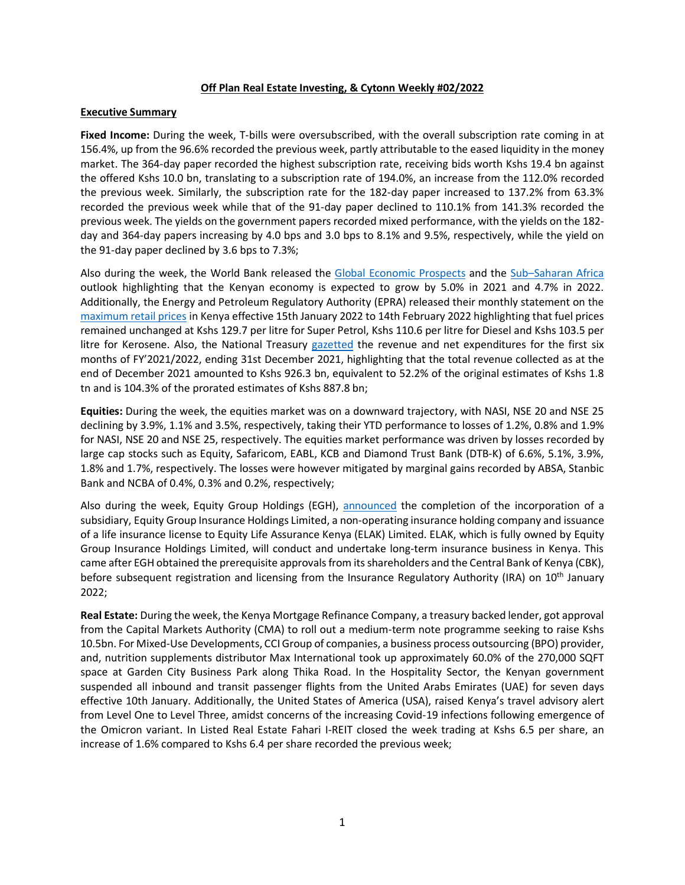**Off Plan Real Estate Investing, & Cytonn Weekly #02/2022**

**Executive Summary**

**Fixed Income:** During the week, T-bills were oversubscribed, with the overall subscription rate coming in at 156.4%, up from the 96.6% recorded the previous week, partly attributable to the eased liquidity in the money market. The 364-day paper recorded the highest subscription rate, receiving bids worth Kshs 19.4 bn against the offered Kshs 10.0 bn, translating to a subscription rate of 194.0%, an increase from the 112.0% recorded the previous week. Similarly, the subscription rate for the 182-day paper increased to 137.2% from 63.3% recorded the previous week while that of the 91-day paper declined to 110.1% from 141.3% recorded the previous week. The yields on the government papers recorded mixed performance, with the yields on the 182-day and 364-day papers increasing by 4.0 bps and 3.0 bps to 8.1% and 9.5%, respectively, while the yield on the 91-day paper declined by 3.6 bps to 7.3%;

Also during the week, the World Bank released the Global Economic Prospects and the Sub–Saharan Africa outlook highlighting that the Kenyan economy is expected to grow by 5.0% in 2021 and 4.7% in 2022. Additionally, the Energy and Petroleum Regulatory Authority (EPRA) released their monthly statement on the maximum retail prices in Kenya effective 15th January 2022 to 14th February 2022 highlighting that fuel prices remained unchanged at Kshs 129.7 per litre for Super Petrol, Kshs 110.6 per litre for Diesel and Kshs 103.5 per litre for Kerosene. Also, the National Treasury gazetted the revenue and net expenditures for the first six months of FY'2021/2022, ending 31st December 2021, highlighting that the total revenue collected as at the end of December 2021 amounted to Kshs 926.3 bn, equivalent to 52.2% of the original estimates of Kshs 1.8 tn and is 104.3% of the prorated estimates of Kshs 887.8 bn;

**Equities:** During the week, the equities market was on a downward trajectory, with NASI, NSE 20 and NSE 25 declining by 3.9%, 1.1% and 3.5%, respectively, taking their YTD performance to losses of 1.2%, 0.8% and 1.9% for NASI, NSE 20 and NSE 25, respectively. The equities market performance was driven by losses recorded by large cap stocks such as Equity, Safaricom, EABL, KCB and Diamond Trust Bank (DTB-K) of 6.6%, 5.1%, 3.9%, 1.8% and 1.7%, respectively. The losses were however mitigated by marginal gains recorded by ABSA, Stanbic Bank and NCBA of 0.4%, 0.3% and 0.2%, respectively;

Also during the week, Equity Group Holdings (EGH), announced the completion of the incorporation of a subsidiary, Equity Group Insurance Holdings Limited, a non-operating insurance holding company and issuance of a life insurance license to Equity Life Assurance Kenya (ELAK) Limited. ELAK, which is fully owned by Equity Group Insurance Holdings Limited, will conduct and undertake long-term insurance business in Kenya. This came after EGH obtained the prerequisite approvals from its shareholders and the Central Bank of Kenya (CBK), before subsequent registration and licensing from the Insurance Regulatory Authority (IRA) on 10th January 2022;

**Real Estate:** During the week, the Kenya Mortgage Refinance Company, a treasury backed lender, got approval from the Capital Markets Authority (CMA) to roll out a medium-term note programme seeking to raise Kshs 10.5bn. For Mixed-Use Developments, CCI Group of companies, a business process outsourcing (BPO) provider, and, nutrition supplements distributor Max International took up approximately 60.0% of the 270,000 SQFT space at Garden City Business Park along Thika Road. In the Hospitality Sector, the Kenyan government suspended all inbound and transit passenger flights from the United Arabs Emirates (UAE) for seven days effective 10th January. Additionally, the United States of America (USA), raised Kenya's travel advisory alert from Level One to Level Three, amidst concerns of the increasing Covid-19 infections following emergence of the Omicron variant. In Listed Real Estate Fahari I-REIT closed the week trading at Kshs 6.5 per share, an increase of 1.6% compared to Kshs 6.4 per share recorded the previous week;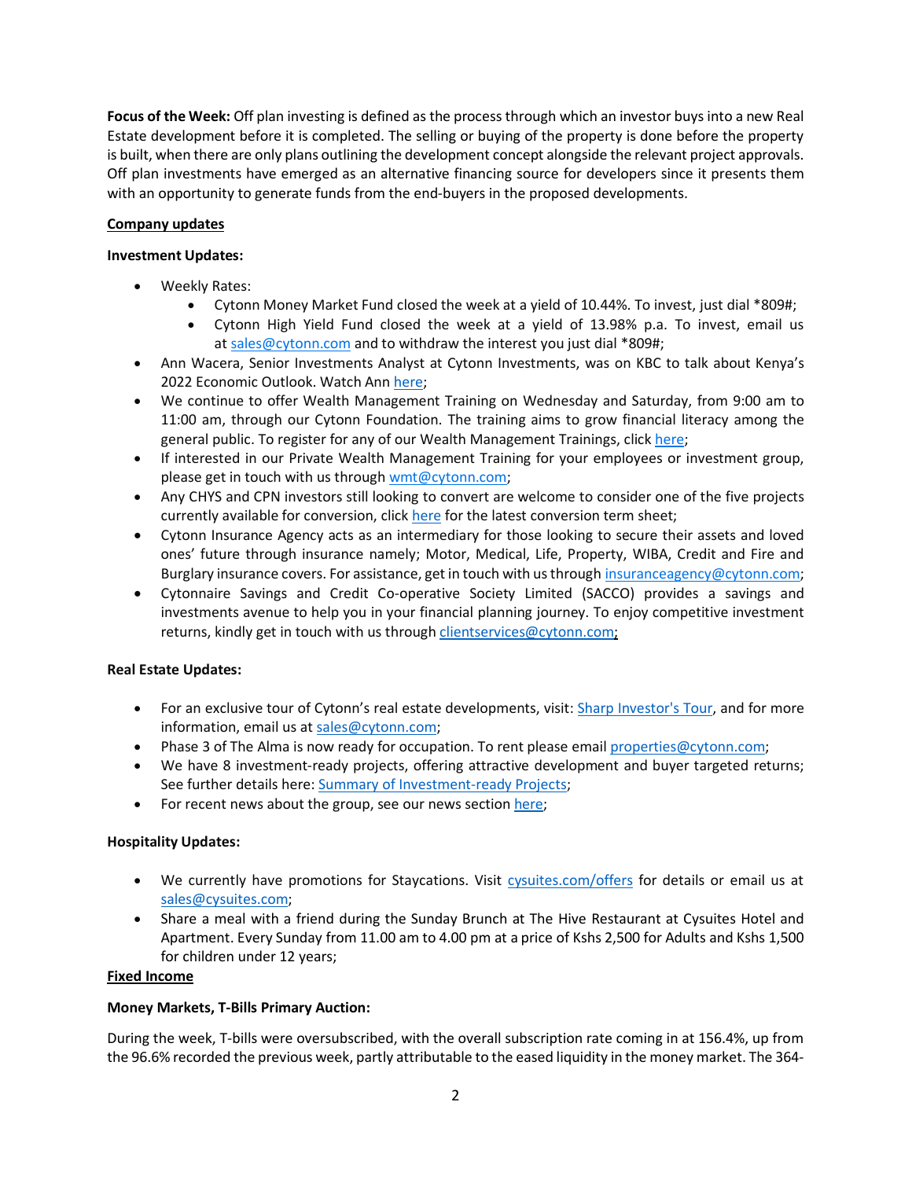**Focus of the Week:** Off plan investing is defined as the process through which an investor buys into a new Real Estate development before it is completed. The selling or buying of the property is done before the property is built, when there are only plans outlining the development concept alongside the relevant project approvals. Off plan investments have emerged as an alternative financing source for developers since it presents them with an opportunity to generate funds from the end-buyers in the proposed developments.

## Company updates

**Investment Updates:**

- Weekly Rates:
  - Cytonn Money Market Fund closed the week at a yield of 10.44%. To invest, just dial *809#;
  - Cytonn High Yield Fund closed the week at a yield of 13.98% p.a. To invest, email us at sales@cytonn.com and to withdraw the interest you just dial *809#;
- Ann Wacera, Senior Investments Analyst at Cytonn Investments, was on KBC to talk about Kenya's 2022 Economic Outlook. Watch Ann here;
- We continue to offer Wealth Management Training on Wednesday and Saturday, from 9:00 am to 11:00 am, through our Cytonn Foundation. The training aims to grow financial literacy among the general public. To register for any of our Wealth Management Trainings, click here;
- If interested in our Private Wealth Management Training for your employees or investment group, please get in touch with us through wmt@cytonn.com;
- Any CHYS and CPN investors still looking to convert are welcome to consider one of the five projects currently available for conversion, click here for the latest conversion term sheet;
- Cytonn Insurance Agency acts as an intermediary for those looking to secure their assets and loved ones' future through insurance namely; Motor, Medical, Life, Property, WIBA, Credit and Fire and Burglary insurance covers. For assistance, get in touch with us through insuranceagency@cytonn.com;
- Cytonnaire Savings and Credit Co-operative Society Limited (SACCO) provides a savings and investments avenue to help you in your financial planning journey. To enjoy competitive investment returns, kindly get in touch with us through clientservices@cytonn.com;

**Real Estate Updates:**

- For an exclusive tour of Cytonn's real estate developments, visit: Sharp Investor's Tour, and for more information, email us at sales@cytonn.com;
- Phase 3 of The Alma is now ready for occupation. To rent please email properties@cytonn.com;
- We have 8 investment-ready projects, offering attractive development and buyer targeted returns; See further details here: Summary of Investment-ready Projects;
- For recent news about the group, see our news section here;

**Hospitality Updates:**

- We currently have promotions for Staycations. Visit cysuites.com/offers for details or email us at sales@cysuites.com;
- Share a meal with a friend during the Sunday Brunch at The Hive Restaurant at Cysuites Hotel and Apartment. Every Sunday from 11.00 am to 4.00 pm at a price of Kshs 2,500 for Adults and Kshs 1,500 for children under 12 years;

## Fixed Income

**Money Markets, T-Bills Primary Auction:**

During the week, T-bills were oversubscribed, with the overall subscription rate coming in at 156.4%, up from the 96.6% recorded the previous week, partly attributable to the eased liquidity in the money market. The 364-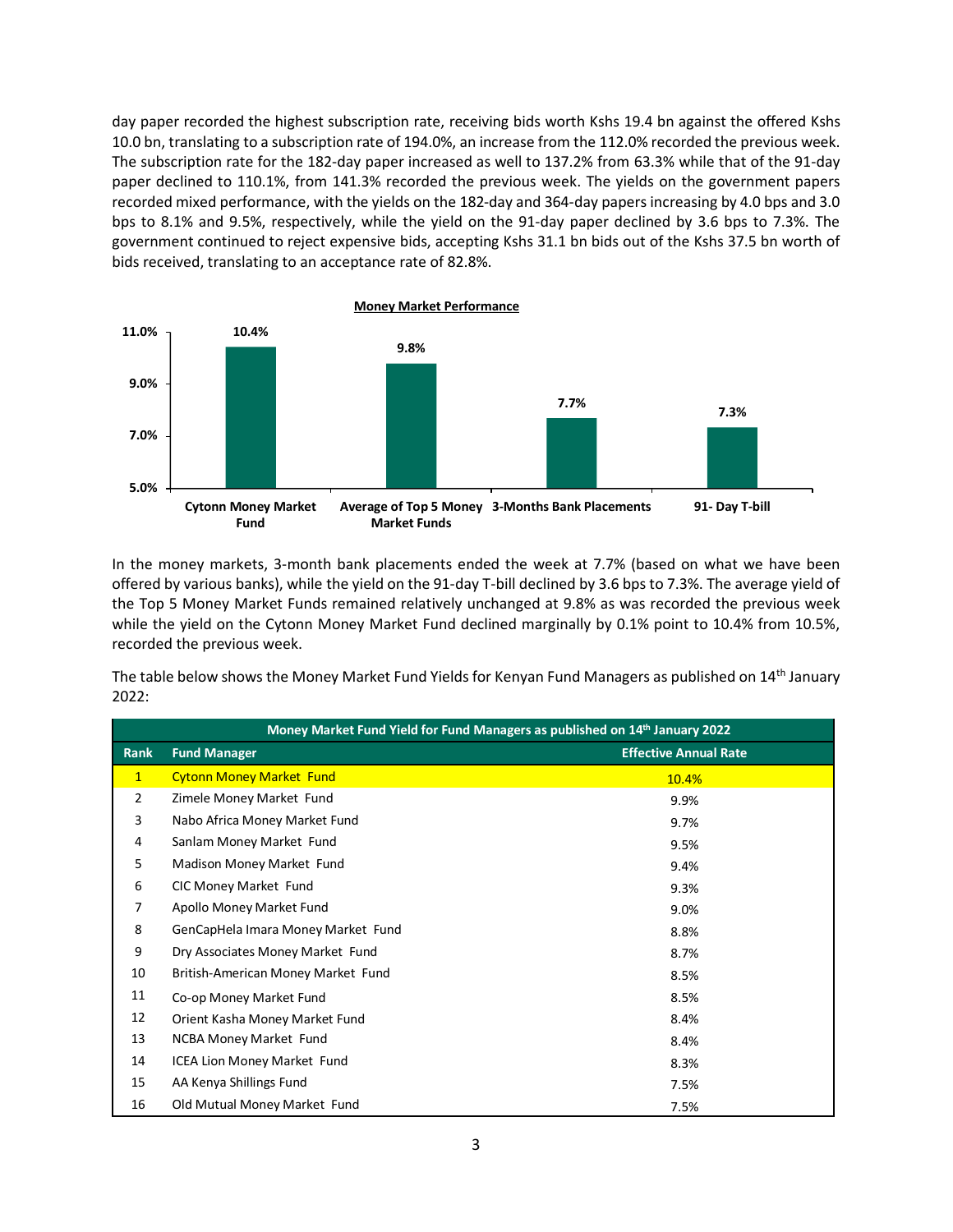day paper recorded the highest subscription rate, receiving bids worth Kshs 19.4 bn against the offered Kshs 10.0 bn, translating to a subscription rate of 194.0%, an increase from the 112.0% recorded the previous week. The subscription rate for the 182-day paper increased as well to 137.2% from 63.3% while that of the 91-day paper declined to 110.1%, from 141.3% recorded the previous week. The yields on the government papers recorded mixed performance, with the yields on the 182-day and 364-day papers increasing by 4.0 bps and 3.0 bps to 8.1% and 9.5%, respectively, while the yield on the 91-day paper declined by 3.6 bps to 7.3%. The government continued to reject expensive bids, accepting Kshs 31.1 bn bids out of the Kshs 37.5 bn worth of bids received, translating to an acceptance rate of 82.8%.

**Money Market Performance**

| Cytonn Money Market Fund | Average of Top 5 Money Market Funds | 3-Months Bank Placements | 91- Day T-bill |
|---|---|---|---|
| 10.4% | 9.8% | 7.7% | 7.3% |

In the money markets, 3-month bank placements ended the week at 7.7% (based on what we have been offered by various banks), while the yield on the 91-day T-bill declined by 3.6 bps to 7.3%. The average yield of the Top 5 Money Market Funds remained relatively unchanged at 9.8% as was recorded the previous week while the yield on the Cytonn Money Market Fund declined marginally by 0.1% point to 10.4% from 10.5%, recorded the previous week.

The table below shows the Money Market Fund Yields for Kenyan Fund Managers as published on 14th January 2022:

| Money Market Fund Yield for Fund Managers as published on 14th January 2022 | | |
|---|---|---|
| **Rank** | **Fund Manager** | **Effective Annual Rate** |
| 1 | Cytonn Money Market Fund | 10.4% |
| 2 | Zimele Money Market Fund | 9.9% |
| 3 | Nabo Africa Money Market Fund | 9.7% |
| 4 | Sanlam Money Market Fund | 9.5% |
| 5 | Madison Money Market Fund | 9.4% |
| 6 | CIC Money Market Fund | 9.3% |
| 7 | Apollo Money Market Fund | 9.0% |
| 8 | GenCapHela Imara Money Market Fund | 8.8% |
| 9 | Dry Associates Money Market Fund | 8.7% |
| 10 | British-American Money Market Fund | 8.5% |
| 11 | Co-op Money Market Fund | 8.5% |
| 12 | Orient Kasha Money Market Fund | 8.4% |
| 13 | NCBA Money Market Fund | 8.4% |
| 14 | ICEA Lion Money Market Fund | 8.3% |
| 15 | AA Kenya Shillings Fund | 7.5% |
| 16 | Old Mutual Money Market Fund | 7.5% |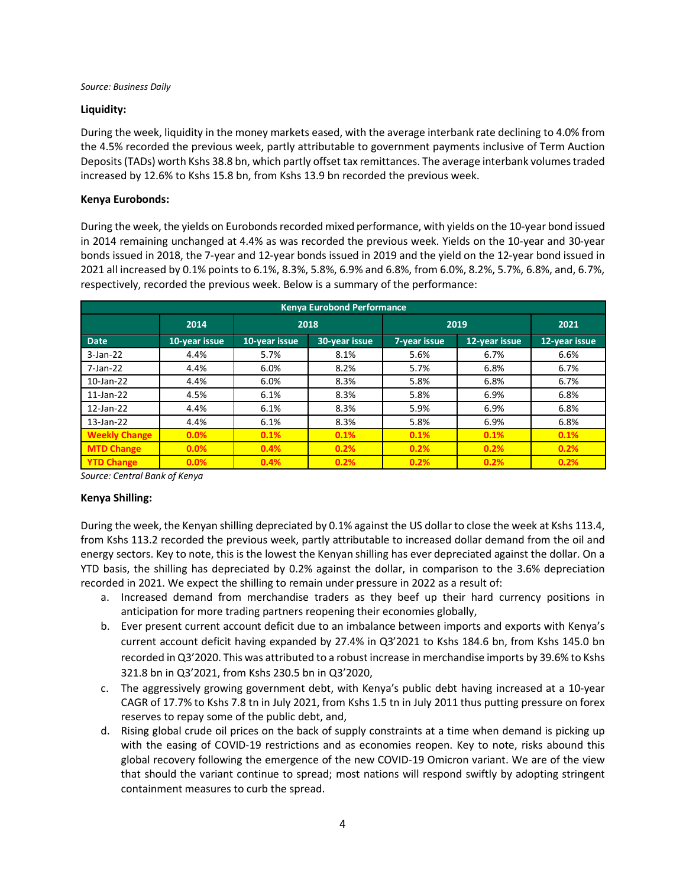*Source: Business Daily*

**Liquidity:**

During the week, liquidity in the money markets eased, with the average interbank rate declining to 4.0% from the 4.5% recorded the previous week, partly attributable to government payments inclusive of Term Auction Deposits (TADs) worth Kshs 38.8 bn, which partly offset tax remittances. The average interbank volumes traded increased by 12.6% to Kshs 15.8 bn, from Kshs 13.9 bn recorded the previous week.

**Kenya Eurobonds:**

During the week, the yields on Eurobonds recorded mixed performance, with yields on the 10-year bond issued in 2014 remaining unchanged at 4.4% as was recorded the previous week. Yields on the 10-year and 30-year bonds issued in 2018, the 7-year and 12-year bonds issued in 2019 and the yield on the 12-year bond issued in 2021 all increased by 0.1% points to 6.1%, 8.3%, 5.8%, 6.9% and 6.8%, from 6.0%, 8.2%, 5.7%, 6.8%, and, 6.7%, respectively, recorded the previous week. Below is a summary of the performance:

| Kenya Eurobond Performance | | | | | | |
|---|---|---|---|---|---|---|
| | 2014 | 2018 | | 2019 | | 2021 |
| Date | 10-year issue | 10-year issue | 30-year issue | 7-year issue | 12-year issue | 12-year issue |
| 3-Jan-22 | 4.4% | 5.7% | 8.1% | 5.6% | 6.7% | 6.6% |
| 7-Jan-22 | 4.4% | 6.0% | 8.2% | 5.7% | 6.8% | 6.7% |
| 10-Jan-22 | 4.4% | 6.0% | 8.3% | 5.8% | 6.8% | 6.7% |
| 11-Jan-22 | 4.5% | 6.1% | 8.3% | 5.8% | 6.9% | 6.8% |
| 12-Jan-22 | 4.4% | 6.1% | 8.3% | 5.9% | 6.9% | 6.8% |
| 13-Jan-22 | 4.4% | 6.1% | 8.3% | 5.8% | 6.9% | 6.8% |
| **Weekly Change** | **0.0%** | **0.1%** | **0.1%** | **0.1%** | **0.1%** | **0.1%** |
| **MTD Change** | **0.0%** | **0.4%** | **0.2%** | **0.2%** | **0.2%** | **0.2%** |
| **YTD Change** | **0.0%** | **0.4%** | **0.2%** | **0.2%** | **0.2%** | **0.2%** |

*Source: Central Bank of Kenya*

**Kenya Shilling:**

During the week, the Kenyan shilling depreciated by 0.1% against the US dollar to close the week at Kshs 113.4, from Kshs 113.2 recorded the previous week, partly attributable to increased dollar demand from the oil and energy sectors. Key to note, this is the lowest the Kenyan shilling has ever depreciated against the dollar. On a YTD basis, the shilling has depreciated by 0.2% against the dollar, in comparison to the 3.6% depreciation recorded in 2021. We expect the shilling to remain under pressure in 2022 as a result of:

a. Increased demand from merchandise traders as they beef up their hard currency positions in anticipation for more trading partners reopening their economies globally,
b. Ever present current account deficit due to an imbalance between imports and exports with Kenya's current account deficit having expanded by 27.4% in Q3'2021 to Kshs 184.6 bn, from Kshs 145.0 bn recorded in Q3'2020. This was attributed to a robust increase in merchandise imports by 39.6% to Kshs 321.8 bn in Q3'2021, from Kshs 230.5 bn in Q3'2020,
c. The aggressively growing government debt, with Kenya's public debt having increased at a 10-year CAGR of 17.7% to Kshs 7.8 tn in July 2021, from Kshs 1.5 tn in July 2011 thus putting pressure on forex reserves to repay some of the public debt, and,
d. Rising global crude oil prices on the back of supply constraints at a time when demand is picking up with the easing of COVID-19 restrictions and as economies reopen. Key to note, risks abound this global recovery following the emergence of the new COVID-19 Omicron variant. We are of the view that should the variant continue to spread; most nations will respond swiftly by adopting stringent containment measures to curb the spread.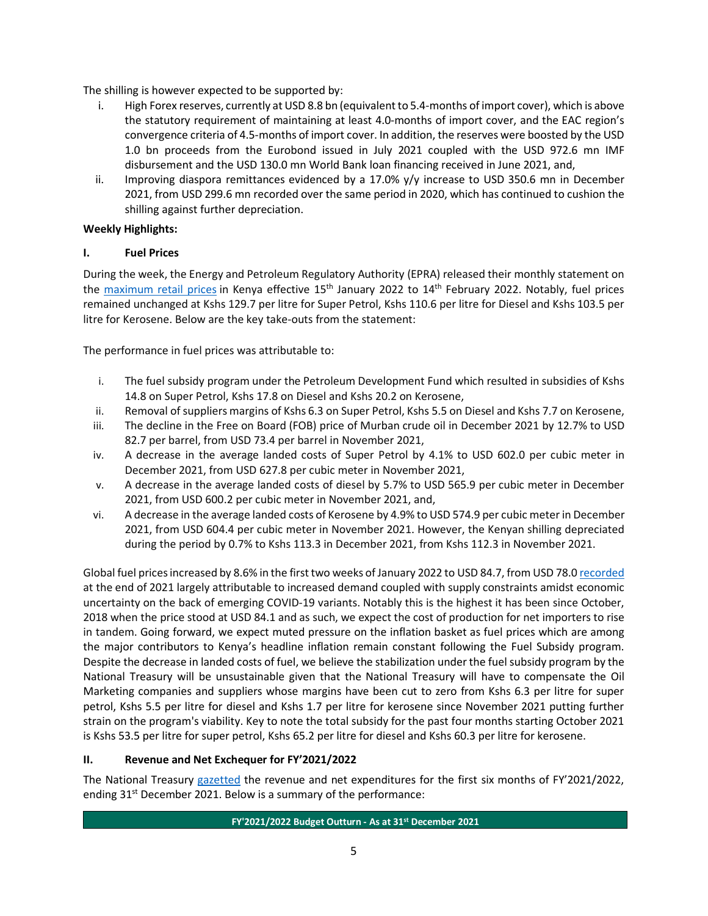The shilling is however expected to be supported by:

i. High Forex reserves, currently at USD 8.8 bn (equivalent to 5.4-months of import cover), which is above the statutory requirement of maintaining at least 4.0-months of import cover, and the EAC region's convergence criteria of 4.5-months of import cover. In addition, the reserves were boosted by the USD 1.0 bn proceeds from the Eurobond issued in July 2021 coupled with the USD 972.6 mn IMF disbursement and the USD 130.0 mn World Bank loan financing received in June 2021, and,
ii. Improving diaspora remittances evidenced by a 17.0% y/y increase to USD 350.6 mn in December 2021, from USD 299.6 mn recorded over the same period in 2020, which has continued to cushion the shilling against further depreciation.

**Weekly Highlights:**

**I. Fuel Prices**

During the week, the Energy and Petroleum Regulatory Authority (EPRA) released their monthly statement on the maximum retail prices in Kenya effective 15th January 2022 to 14th February 2022. Notably, fuel prices remained unchanged at Kshs 129.7 per litre for Super Petrol, Kshs 110.6 per litre for Diesel and Kshs 103.5 per litre for Kerosene. Below are the key take-outs from the statement:

The performance in fuel prices was attributable to:

i. The fuel subsidy program under the Petroleum Development Fund which resulted in subsidies of Kshs 14.8 on Super Petrol, Kshs 17.8 on Diesel and Kshs 20.2 on Kerosene,
ii. Removal of suppliers margins of Kshs 6.3 on Super Petrol, Kshs 5.5 on Diesel and Kshs 7.7 on Kerosene,
iii. The decline in the Free on Board (FOB) price of Murban crude oil in December 2021 by 12.7% to USD 82.7 per barrel, from USD 73.4 per barrel in November 2021,
iv. A decrease in the average landed costs of Super Petrol by 4.1% to USD 602.0 per cubic meter in December 2021, from USD 627.8 per cubic meter in November 2021,
v. A decrease in the average landed costs of diesel by 5.7% to USD 565.9 per cubic meter in December 2021, from USD 600.2 per cubic meter in November 2021, and,
vi. A decrease in the average landed costs of Kerosene by 4.9% to USD 574.9 per cubic meter in December 2021, from USD 604.4 per cubic meter in November 2021. However, the Kenyan shilling depreciated during the period by 0.7% to Kshs 113.3 in December 2021, from Kshs 112.3 in November 2021.

Global fuel prices increased by 8.6% in the first two weeks of January 2022 to USD 84.7, from USD 78.0 recorded at the end of 2021 largely attributable to increased demand coupled with supply constraints amidst economic uncertainty on the back of emerging COVID-19 variants. Notably this is the highest it has been since October, 2018 when the price stood at USD 84.1 and as such, we expect the cost of production for net importers to rise in tandem. Going forward, we expect muted pressure on the inflation basket as fuel prices which are among the major contributors to Kenya's headline inflation remain constant following the Fuel Subsidy program. Despite the decrease in landed costs of fuel, we believe the stabilization under the fuel subsidy program by the National Treasury will be unsustainable given that the National Treasury will have to compensate the Oil Marketing companies and suppliers whose margins have been cut to zero from Kshs 6.3 per litre for super petrol, Kshs 5.5 per litre for diesel and Kshs 1.7 per litre for kerosene since November 2021 putting further strain on the program's viability. Key to note the total subsidy for the past four months starting October 2021 is Kshs 53.5 per litre for super petrol, Kshs 65.2 per litre for diesel and Kshs 60.3 per litre for kerosene.

**II. Revenue and Net Exchequer for FY'2021/2022**

The National Treasury gazetted the revenue and net expenditures for the first six months of FY'2021/2022, ending 31st December 2021. Below is a summary of the performance:

**FY'2021/2022 Budget Outturn - As at 31st December 2021**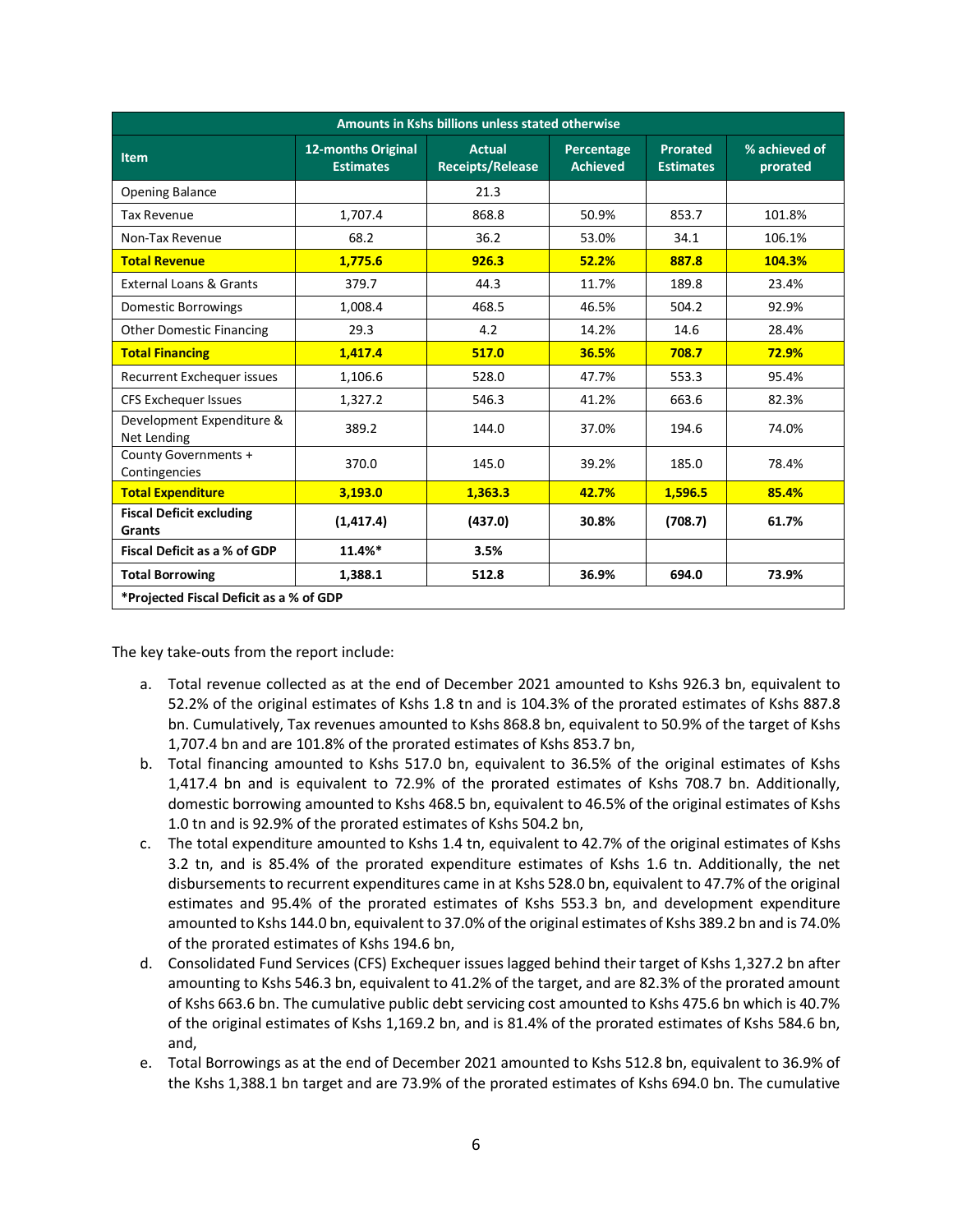| Amounts in Kshs billions unless stated otherwise | | | | | |
|---|---|---|---|---|---|
| **Item** | **12-months Original Estimates** | **Actual Receipts/Release** | **Percentage Achieved** | **Prorated Estimates** | **% achieved of prorated** |
| Opening Balance | | 21.3 | | | |
| Tax Revenue | 1,707.4 | 868.8 | 50.9% | 853.7 | 101.8% |
| Non-Tax Revenue | 68.2 | 36.2 | 53.0% | 34.1 | 106.1% |
| **Total Revenue** | **1,775.6** | **926.3** | **52.2%** | **887.8** | **104.3%** |
| External Loans & Grants | 379.7 | 44.3 | 11.7% | 189.8 | 23.4% |
| Domestic Borrowings | 1,008.4 | 468.5 | 46.5% | 504.2 | 92.9% |
| Other Domestic Financing | 29.3 | 4.2 | 14.2% | 14.6 | 28.4% |
| **Total Financing** | **1,417.4** | **517.0** | **36.5%** | **708.7** | **72.9%** |
| Recurrent Exchequer issues | 1,106.6 | 528.0 | 47.7% | 553.3 | 95.4% |
| CFS Exchequer Issues | 1,327.2 | 546.3 | 41.2% | 663.6 | 82.3% |
| Development Expenditure & Net Lending | 389.2 | 144.0 | 37.0% | 194.6 | 74.0% |
| County Governments + Contingencies | 370.0 | 145.0 | 39.2% | 185.0 | 78.4% |
| **Total Expenditure** | **3,193.0** | **1,363.3** | **42.7%** | **1,596.5** | **85.4%** |
| **Fiscal Deficit excluding Grants** | **(1,417.4)** | **(437.0)** | **30.8%** | **(708.7)** | **61.7%** |
| **Fiscal Deficit as a % of GDP** | **11.4%*** | **3.5%** | | | |
| **Total Borrowing** | **1,388.1** | **512.8** | **36.9%** | **694.0** | **73.9%** |
| ***Projected Fiscal Deficit as a % of GDP** | | | | | |

The key take-outs from the report include:

a. Total revenue collected as at the end of December 2021 amounted to Kshs 926.3 bn, equivalent to 52.2% of the original estimates of Kshs 1.8 tn and is 104.3% of the prorated estimates of Kshs 887.8 bn. Cumulatively, Tax revenues amounted to Kshs 868.8 bn, equivalent to 50.9% of the target of Kshs 1,707.4 bn and are 101.8% of the prorated estimates of Kshs 853.7 bn,

b. Total financing amounted to Kshs 517.0 bn, equivalent to 36.5% of the original estimates of Kshs 1,417.4 bn and is equivalent to 72.9% of the prorated estimates of Kshs 708.7 bn. Additionally, domestic borrowing amounted to Kshs 468.5 bn, equivalent to 46.5% of the original estimates of Kshs 1.0 tn and is 92.9% of the prorated estimates of Kshs 504.2 bn,

c. The total expenditure amounted to Kshs 1.4 tn, equivalent to 42.7% of the original estimates of Kshs 3.2 tn, and is 85.4% of the prorated expenditure estimates of Kshs 1.6 tn. Additionally, the net disbursements to recurrent expenditures came in at Kshs 528.0 bn, equivalent to 47.7% of the original estimates and 95.4% of the prorated estimates of Kshs 553.3 bn, and development expenditure amounted to Kshs 144.0 bn, equivalent to 37.0% of the original estimates of Kshs 389.2 bn and is 74.0% of the prorated estimates of Kshs 194.6 bn,

d. Consolidated Fund Services (CFS) Exchequer issues lagged behind their target of Kshs 1,327.2 bn after amounting to Kshs 546.3 bn, equivalent to 41.2% of the target, and are 82.3% of the prorated amount of Kshs 663.6 bn. The cumulative public debt servicing cost amounted to Kshs 475.6 bn which is 40.7% of the original estimates of Kshs 1,169.2 bn, and is 81.4% of the prorated estimates of Kshs 584.6 bn, and,

e. Total Borrowings as at the end of December 2021 amounted to Kshs 512.8 bn, equivalent to 36.9% of the Kshs 1,388.1 bn target and are 73.9% of the prorated estimates of Kshs 694.0 bn. The cumulative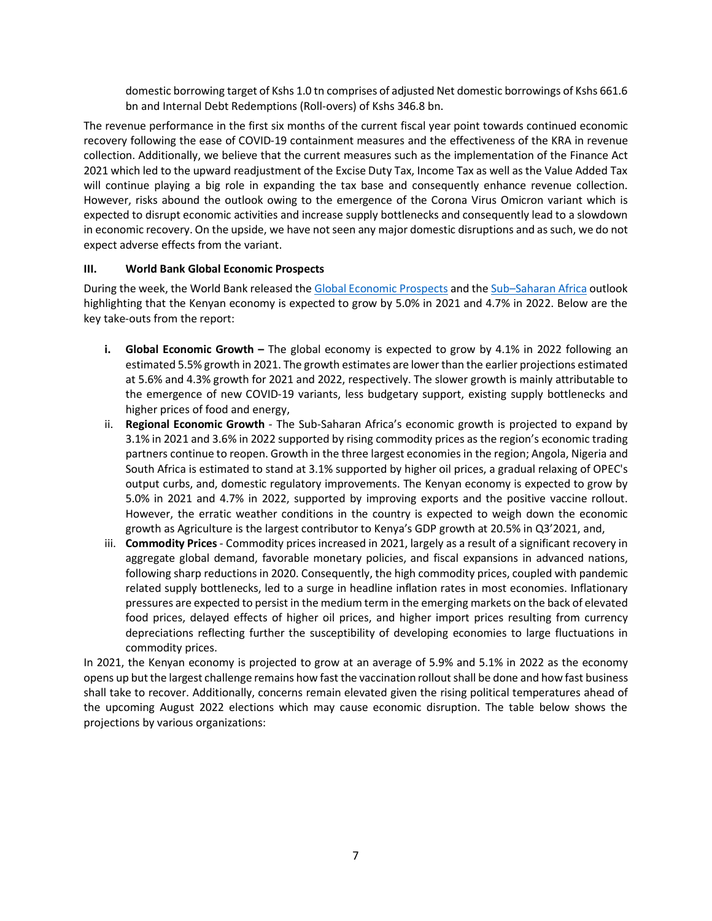domestic borrowing target of Kshs 1.0 tn comprises of adjusted Net domestic borrowings of Kshs 661.6 bn and Internal Debt Redemptions (Roll-overs) of Kshs 346.8 bn.

The revenue performance in the first six months of the current fiscal year point towards continued economic recovery following the ease of COVID-19 containment measures and the effectiveness of the KRA in revenue collection. Additionally, we believe that the current measures such as the implementation of the Finance Act 2021 which led to the upward readjustment of the Excise Duty Tax, Income Tax as well as the Value Added Tax will continue playing a big role in expanding the tax base and consequently enhance revenue collection. However, risks abound the outlook owing to the emergence of the Corona Virus Omicron variant which is expected to disrupt economic activities and increase supply bottlenecks and consequently lead to a slowdown in economic recovery. On the upside, we have not seen any major domestic disruptions and as such, we do not expect adverse effects from the variant.

### III. World Bank Global Economic Prospects

During the week, the World Bank released the Global Economic Prospects and the Sub–Saharan Africa outlook highlighting that the Kenyan economy is expected to grow by 5.0% in 2021 and 4.7% in 2022. Below are the key take-outs from the report:

i. **Global Economic Growth –** The global economy is expected to grow by 4.1% in 2022 following an estimated 5.5% growth in 2021. The growth estimates are lower than the earlier projections estimated at 5.6% and 4.3% growth for 2021 and 2022, respectively. The slower growth is mainly attributable to the emergence of new COVID-19 variants, less budgetary support, existing supply bottlenecks and higher prices of food and energy,

ii. **Regional Economic Growth** - The Sub-Saharan Africa's economic growth is projected to expand by 3.1% in 2021 and 3.6% in 2022 supported by rising commodity prices as the region's economic trading partners continue to reopen. Growth in the three largest economies in the region; Angola, Nigeria and South Africa is estimated to stand at 3.1% supported by higher oil prices, a gradual relaxing of OPEC's output curbs, and, domestic regulatory improvements. The Kenyan economy is expected to grow by 5.0% in 2021 and 4.7% in 2022, supported by improving exports and the positive vaccine rollout. However, the erratic weather conditions in the country is expected to weigh down the economic growth as Agriculture is the largest contributor to Kenya's GDP growth at 20.5% in Q3'2021, and,

iii. **Commodity Prices** - Commodity prices increased in 2021, largely as a result of a significant recovery in aggregate global demand, favorable monetary policies, and fiscal expansions in advanced nations, following sharp reductions in 2020. Consequently, the high commodity prices, coupled with pandemic related supply bottlenecks, led to a surge in headline inflation rates in most economies. Inflationary pressures are expected to persist in the medium term in the emerging markets on the back of elevated food prices, delayed effects of higher oil prices, and higher import prices resulting from currency depreciations reflecting further the susceptibility of developing economies to large fluctuations in commodity prices.

In 2021, the Kenyan economy is projected to grow at an average of 5.9% and 5.1% in 2022 as the economy opens up but the largest challenge remains how fast the vaccination rollout shall be done and how fast business shall take to recover. Additionally, concerns remain elevated given the rising political temperatures ahead of the upcoming August 2022 elections which may cause economic disruption. The table below shows the projections by various organizations: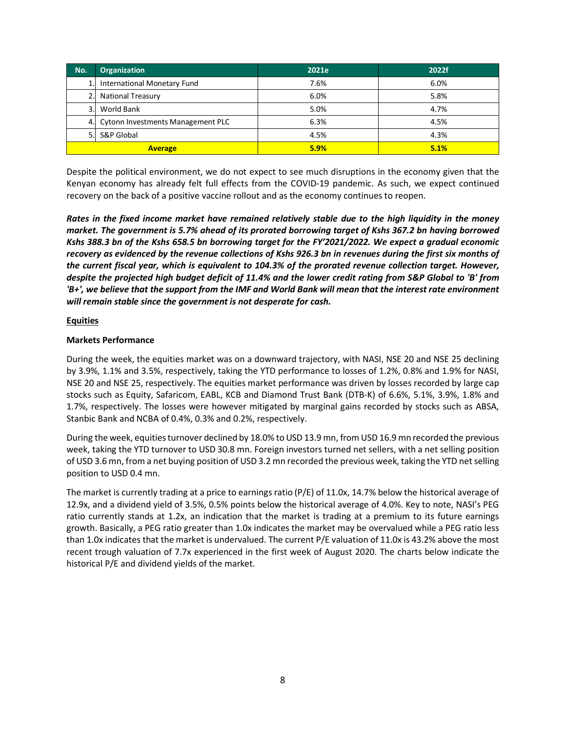| No. | Organization | 2021e | 2022f |
|---|---|---|---|
| 1. | International Monetary Fund | 7.6% | 6.0% |
| 2. | National Treasury | 6.0% | 5.8% |
| 3. | World Bank | 5.0% | 4.7% |
| 4. | Cytonn Investments Management PLC | 6.3% | 4.5% |
| 5. | S&P Global | 4.5% | 4.3% |
| **Average** | | **5.9%** | **5.1%** |

Despite the political environment, we do not expect to see much disruptions in the economy given that the Kenyan economy has already felt full effects from the COVID-19 pandemic. As such, we expect continued recovery on the back of a positive vaccine rollout and as the economy continues to reopen.

***Rates in the fixed income market have remained relatively stable due to the high liquidity in the money market. The government is 5.7% ahead of its prorated borrowing target of Kshs 367.2 bn having borrowed Kshs 388.3 bn of the Kshs 658.5 bn borrowing target for the FY'2021/2022. We expect a gradual economic recovery as evidenced by the revenue collections of Kshs 926.3 bn in revenues during the first six months of the current fiscal year, which is equivalent to 104.3% of the prorated revenue collection target. However, despite the projected high budget deficit of 11.4% and the lower credit rating from S&P Global to 'B' from 'B+', we believe that the support from the IMF and World Bank will mean that the interest rate environment will remain stable since the government is not desperate for cash.***

**Equities**

**Markets Performance**

During the week, the equities market was on a downward trajectory, with NASI, NSE 20 and NSE 25 declining by 3.9%, 1.1% and 3.5%, respectively, taking the YTD performance to losses of 1.2%, 0.8% and 1.9% for NASI, NSE 20 and NSE 25, respectively. The equities market performance was driven by losses recorded by large cap stocks such as Equity, Safaricom, EABL, KCB and Diamond Trust Bank (DTB-K) of 6.6%, 5.1%, 3.9%, 1.8% and 1.7%, respectively. The losses were however mitigated by marginal gains recorded by stocks such as ABSA, Stanbic Bank and NCBA of 0.4%, 0.3% and 0.2%, respectively.

During the week, equities turnover declined by 18.0% to USD 13.9 mn, from USD 16.9 mn recorded the previous week, taking the YTD turnover to USD 30.8 mn. Foreign investors turned net sellers, with a net selling position of USD 3.6 mn, from a net buying position of USD 3.2 mn recorded the previous week, taking the YTD net selling position to USD 0.4 mn.

The market is currently trading at a price to earnings ratio (P/E) of 11.0x, 14.7% below the historical average of 12.9x, and a dividend yield of 3.5%, 0.5% points below the historical average of 4.0%. Key to note, NASI's PEG ratio currently stands at 1.2x, an indication that the market is trading at a premium to its future earnings growth. Basically, a PEG ratio greater than 1.0x indicates the market may be overvalued while a PEG ratio less than 1.0x indicates that the market is undervalued. The current P/E valuation of 11.0x is 43.2% above the most recent trough valuation of 7.7x experienced in the first week of August 2020. The charts below indicate the historical P/E and dividend yields of the market.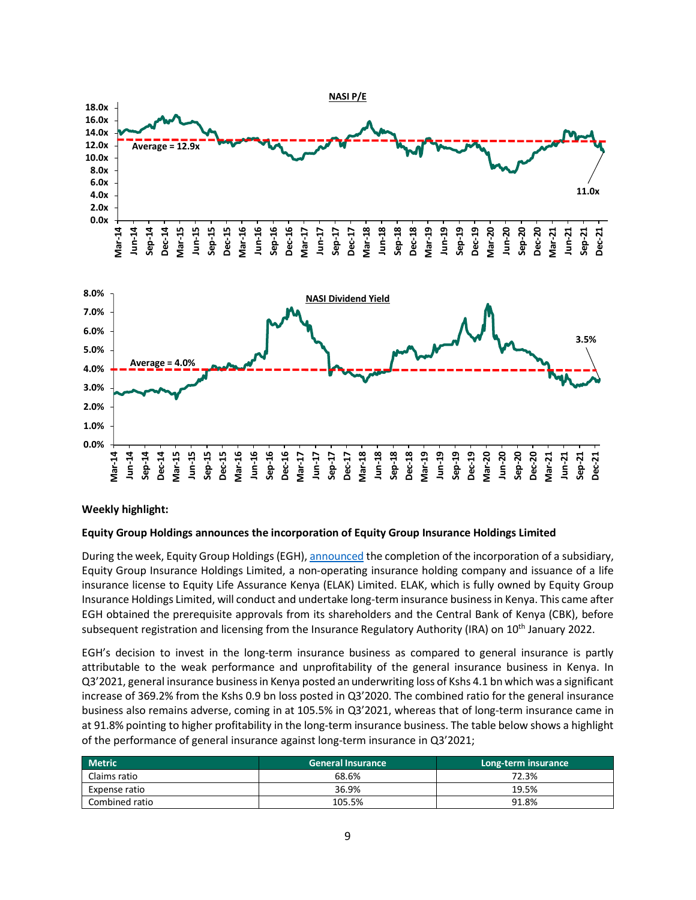**NASI P/E**

Average = 12.9x

11.0x

**NASI Dividend Yield**

Average = 4.0%

3.5%

**Weekly highlight:**

**Equity Group Holdings announces the incorporation of Equity Group Insurance Holdings Limited**

During the week, Equity Group Holdings (EGH), announced the completion of the incorporation of a subsidiary, Equity Group Insurance Holdings Limited, a non-operating insurance holding company and issuance of a life insurance license to Equity Life Assurance Kenya (ELAK) Limited. ELAK, which is fully owned by Equity Group Insurance Holdings Limited, will conduct and undertake long-term insurance business in Kenya. This came after EGH obtained the prerequisite approvals from its shareholders and the Central Bank of Kenya (CBK), before subsequent registration and licensing from the Insurance Regulatory Authority (IRA) on 10th January 2022.

EGH's decision to invest in the long-term insurance business as compared to general insurance is partly attributable to the weak performance and unprofitability of the general insurance business in Kenya. In Q3'2021, general insurance business in Kenya posted an underwriting loss of Kshs 4.1 bn which was a significant increase of 369.2% from the Kshs 0.9 bn loss posted in Q3'2020. The combined ratio for the general insurance business also remains adverse, coming in at 105.5% in Q3'2021, whereas that of long-term insurance came in at 91.8% pointing to higher profitability in the long-term insurance business. The table below shows a highlight of the performance of general insurance against long-term insurance in Q3'2021;

| Metric | General Insurance | Long-term insurance |
|---|---|---|
| Claims ratio | 68.6% | 72.3% |
| Expense ratio | 36.9% | 19.5% |
| Combined ratio | 105.5% | 91.8% |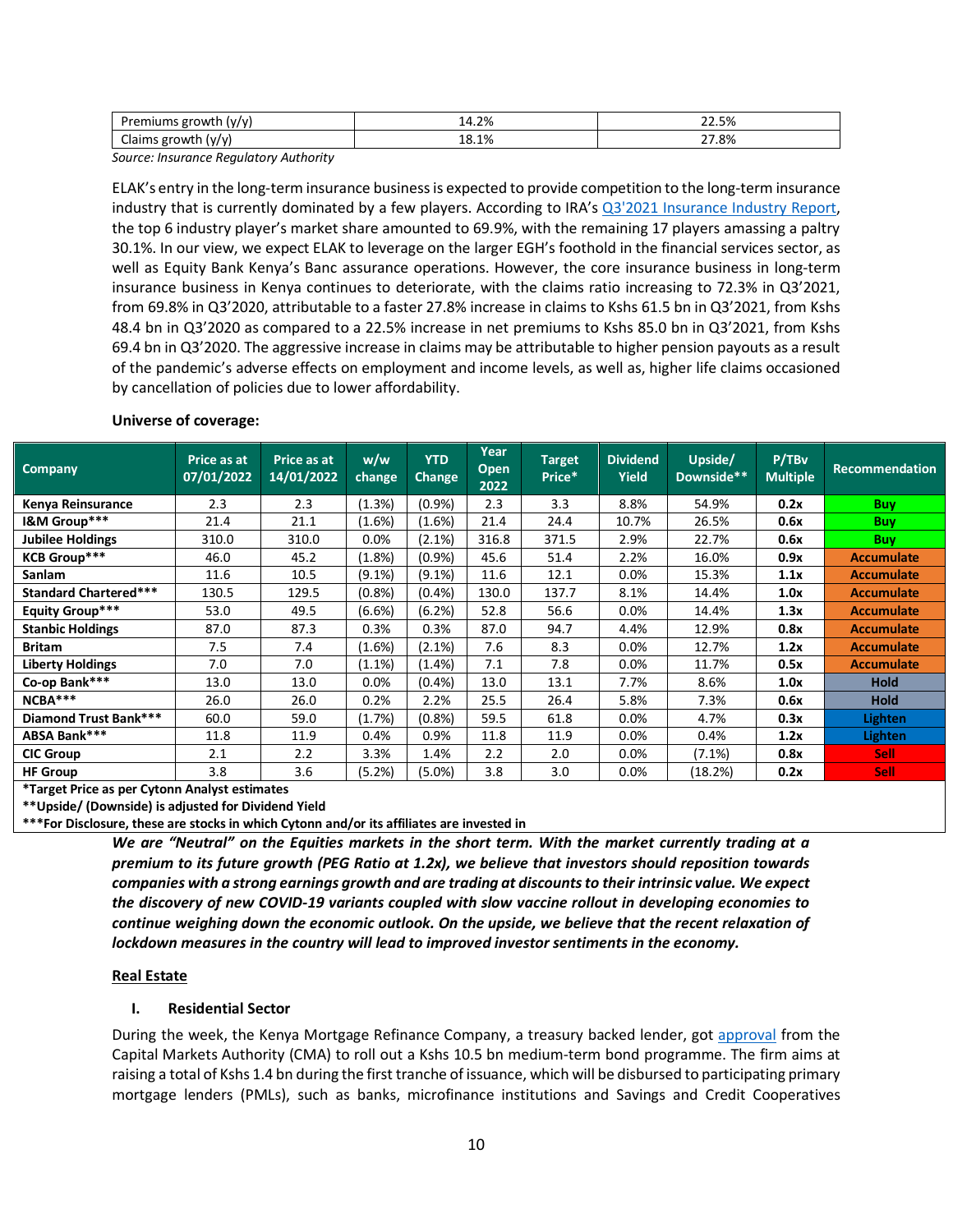| Premiums growth (y/y) | 14.2% | 22.5% |
|---|---|---|
| Claims growth (y/y) | 18.1% | 27.8% |

*Source: Insurance Regulatory Authority*

ELAK's entry in the long-term insurance business is expected to provide competition to the long-term insurance industry that is currently dominated by a few players. According to IRA's Q3'2021 Insurance Industry Report, the top 6 industry player's market share amounted to 69.9%, with the remaining 17 players amassing a paltry 30.1%. In our view, we expect ELAK to leverage on the larger EGH's foothold in the financial services sector, as well as Equity Bank Kenya's Banc assurance operations. However, the core insurance business in long-term insurance business in Kenya continues to deteriorate, with the claims ratio increasing to 72.3% in Q3'2021, from 69.8% in Q3'2020, attributable to a faster 27.8% increase in claims to Kshs 61.5 bn in Q3'2021, from Kshs 48.4 bn in Q3'2020 as compared to a 22.5% increase in net premiums to Kshs 85.0 bn in Q3'2021, from Kshs 69.4 bn in Q3'2020. The aggressive increase in claims may be attributable to higher pension payouts as a result of the pandemic's adverse effects on employment and income levels, as well as, higher life claims occasioned by cancellation of policies due to lower affordability.

**Universe of coverage:**

| Company | Price as at 07/01/2022 | Price as at 14/01/2022 | w/w change | YTD Change | Year Open 2022 | Target Price* | Dividend Yield | Upside/ Downside** | P/TBv Multiple | Recommendation |
|---|---|---|---|---|---|---|---|---|---|---|
| **Kenya Reinsurance** | 2.3 | 2.3 | (1.3%) | (0.9%) | 2.3 | 3.3 | 8.8% | 54.9% | **0.2x** | **Buy** |
| **I&M Group*** ** | 21.4 | 21.1 | (1.6%) | (1.6%) | 21.4 | 24.4 | 10.7% | 26.5% | **0.6x** | **Buy** |
| **Jubilee Holdings** | 310.0 | 310.0 | 0.0% | (2.1%) | 316.8 | 371.5 | 2.9% | 22.7% | **0.6x** | **Buy** |
| **KCB Group*** ** | 46.0 | 45.2 | (1.8%) | (0.9%) | 45.6 | 51.4 | 2.2% | 16.0% | **0.9x** | **Accumulate** |
| **Sanlam** | 11.6 | 10.5 | (9.1%) | (9.1%) | 11.6 | 12.1 | 0.0% | 15.3% | **1.1x** | **Accumulate** |
| **Standard Chartered*** ** | 130.5 | 129.5 | (0.8%) | (0.4%) | 130.0 | 137.7 | 8.1% | 14.4% | **1.0x** | **Accumulate** |
| **Equity Group*** ** | 53.0 | 49.5 | (6.6%) | (6.2%) | 52.8 | 56.6 | 0.0% | 14.4% | **1.3x** | **Accumulate** |
| **Stanbic Holdings** | 87.0 | 87.3 | 0.3% | 0.3% | 87.0 | 94.7 | 4.4% | 12.9% | **0.8x** | **Accumulate** |
| **Britam** | 7.5 | 7.4 | (1.6%) | (2.1%) | 7.6 | 8.3 | 0.0% | 12.7% | **1.2x** | **Accumulate** |
| **Liberty Holdings** | 7.0 | 7.0 | (1.1%) | (1.4%) | 7.1 | 7.8 | 0.0% | 11.7% | **0.5x** | **Accumulate** |
| **Co-op Bank*** ** | 13.0 | 13.0 | 0.0% | (0.4%) | 13.0 | 13.1 | 7.7% | 8.6% | **1.0x** | **Hold** |
| **NCBA*** ** | 26.0 | 26.0 | 0.2% | 2.2% | 25.5 | 26.4 | 5.8% | 7.3% | **0.6x** | **Hold** |
| **Diamond Trust Bank*** ** | 60.0 | 59.0 | (1.7%) | (0.8%) | 59.5 | 61.8 | 0.0% | 4.7% | **0.3x** | **Lighten** |
| **ABSA Bank*** ** | 11.8 | 11.9 | 0.4% | 0.9% | 11.8 | 11.9 | 0.0% | 0.4% | **1.2x** | **Lighten** |
| **CIC Group** | 2.1 | 2.2 | 3.3% | 1.4% | 2.2 | 2.0 | 0.0% | (7.1%) | **0.8x** | **Sell** |
| **HF Group** | 3.8 | 3.6 | (5.2%) | (5.0%) | 3.8 | 3.0 | 0.0% | (18.2%) | **0.2x** | **Sell** |

**\*Target Price as per Cytonn Analyst estimates**

**\*\*Upside/ (Downside) is adjusted for Dividend Yield**

**\*\*\*For Disclosure, these are stocks in which Cytonn and/or its affiliates are invested in**

***We are "Neutral" on the Equities markets in the short term. With the market currently trading at a premium to its future growth (PEG Ratio at 1.2x), we believe that investors should reposition towards companies with a strong earnings growth and are trading at discounts to their intrinsic value. We expect the discovery of new COVID-19 variants coupled with slow vaccine rollout in developing economies to continue weighing down the economic outlook. On the upside, we believe that the recent relaxation of lockdown measures in the country will lead to improved investor sentiments in the economy.***

## Real Estate

### I. Residential Sector

During the week, the Kenya Mortgage Refinance Company, a treasury backed lender, got approval from the Capital Markets Authority (CMA) to roll out a Kshs 10.5 bn medium-term bond programme. The firm aims at raising a total of Kshs 1.4 bn during the first tranche of issuance, which will be disbursed to participating primary mortgage lenders (PMLs), such as banks, microfinance institutions and Savings and Credit Cooperatives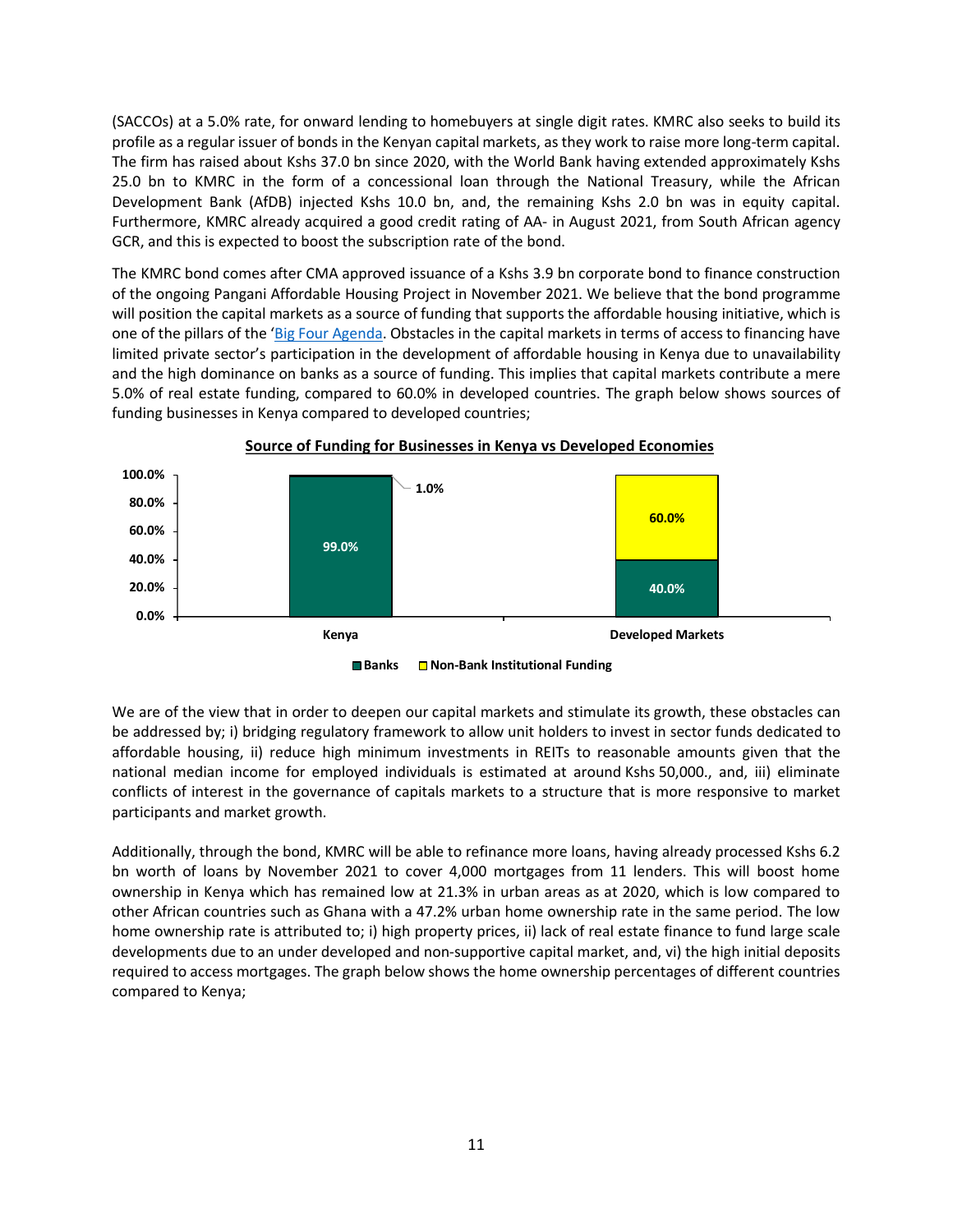(SACCOs) at a 5.0% rate, for onward lending to homebuyers at single digit rates. KMRC also seeks to build its profile as a regular issuer of bonds in the Kenyan capital markets, as they work to raise more long-term capital. The firm has raised about Kshs 37.0 bn since 2020, with the World Bank having extended approximately Kshs 25.0 bn to KMRC in the form of a concessional loan through the National Treasury, while the African Development Bank (AfDB) injected Kshs 10.0 bn, and, the remaining Kshs 2.0 bn was in equity capital. Furthermore, KMRC already acquired a good credit rating of AA- in August 2021, from South African agency GCR, and this is expected to boost the subscription rate of the bond.

The KMRC bond comes after CMA approved issuance of a Kshs 3.9 bn corporate bond to finance construction of the ongoing Pangani Affordable Housing Project in November 2021. We believe that the bond programme will position the capital markets as a source of funding that supports the affordable housing initiative, which is one of the pillars of the 'Big Four Agenda. Obstacles in the capital markets in terms of access to financing have limited private sector's participation in the development of affordable housing in Kenya due to unavailability and the high dominance on banks as a source of funding. This implies that capital markets contribute a mere 5.0% of real estate funding, compared to 60.0% in developed countries. The graph below shows sources of funding businesses in Kenya compared to developed countries;

**Source of Funding for Businesses in Kenya vs Developed Economies**

| | Banks | Non-Bank Institutional Funding |
|---|---|---|
| Kenya | 99.0% | 1.0% |
| Developed Markets | 40.0% | 60.0% |

We are of the view that in order to deepen our capital markets and stimulate its growth, these obstacles can be addressed by; i) bridging regulatory framework to allow unit holders to invest in sector funds dedicated to affordable housing, ii) reduce high minimum investments in REITs to reasonable amounts given that the national median income for employed individuals is estimated at around Kshs 50,000., and, iii) eliminate conflicts of interest in the governance of capitals markets to a structure that is more responsive to market participants and market growth.

Additionally, through the bond, KMRC will be able to refinance more loans, having already processed Kshs 6.2 bn worth of loans by November 2021 to cover 4,000 mortgages from 11 lenders. This will boost home ownership in Kenya which has remained low at 21.3% in urban areas as at 2020, which is low compared to other African countries such as Ghana with a 47.2% urban home ownership rate in the same period. The low home ownership rate is attributed to; i) high property prices, ii) lack of real estate finance to fund large scale developments due to an under developed and non-supportive capital market, and, vi) the high initial deposits required to access mortgages. The graph below shows the home ownership percentages of different countries compared to Kenya;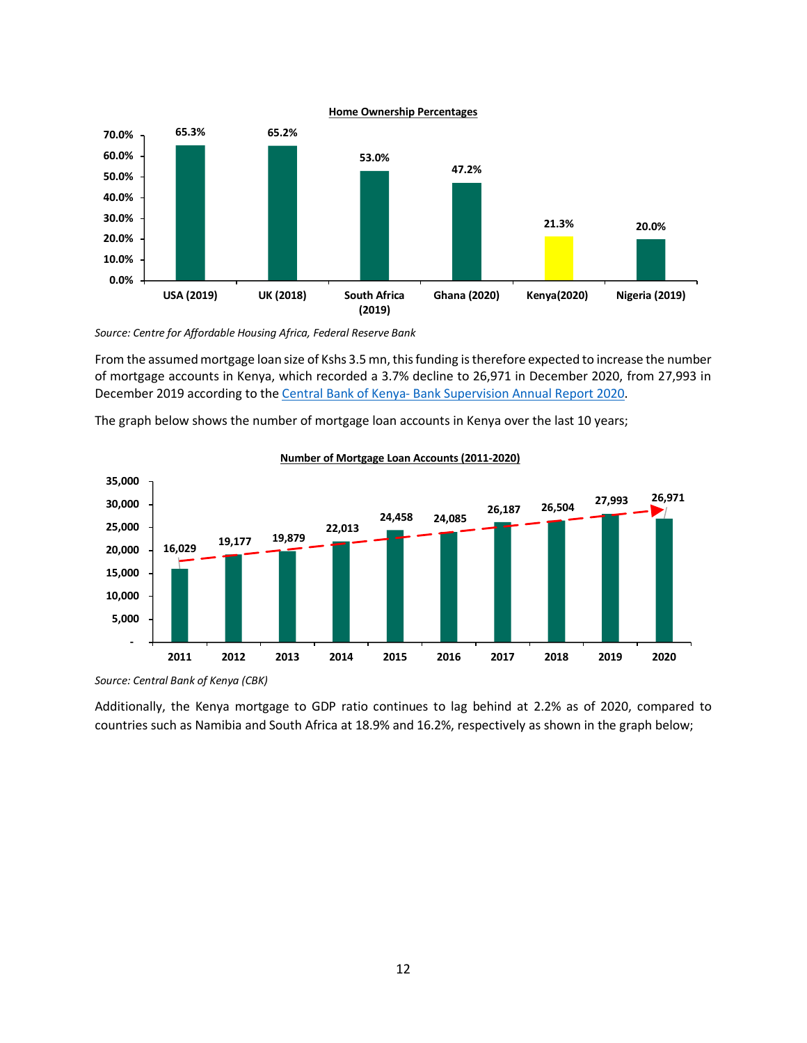**Home Ownership Percentages**

| Country | Home Ownership |
|---|---|
| USA (2019) | 65.3% |
| UK (2018) | 65.2% |
| South Africa (2019) | 53.0% |
| Ghana (2020) | 47.2% |
| Kenya(2020) | 21.3% |
| Nigeria (2019) | 20.0% |

*Source: Centre for Affordable Housing Africa, Federal Reserve Bank*

From the assumed mortgage loan size of Kshs 3.5 mn, this funding is therefore expected to increase the number of mortgage accounts in Kenya, which recorded a 3.7% decline to 26,971 in December 2020, from 27,993 in December 2019 according to the Central Bank of Kenya- Bank Supervision Annual Report 2020.

The graph below shows the number of mortgage loan accounts in Kenya over the last 10 years;

**Number of Mortgage Loan Accounts (2011-2020)**

| Year | Number of Mortgage Loan Accounts |
|---|---|
| 2011 | 16,029 |
| 2012 | 19,177 |
| 2013 | 19,879 |
| 2014 | 22,013 |
| 2015 | 24,458 |
| 2016 | 24,085 |
| 2017 | 26,187 |
| 2018 | 26,504 |
| 2019 | 27,993 |
| 2020 | 26,971 |

*Source: Central Bank of Kenya (CBK)*

Additionally, the Kenya mortgage to GDP ratio continues to lag behind at 2.2% as of 2020, compared to countries such as Namibia and South Africa at 18.9% and 16.2%, respectively as shown in the graph below;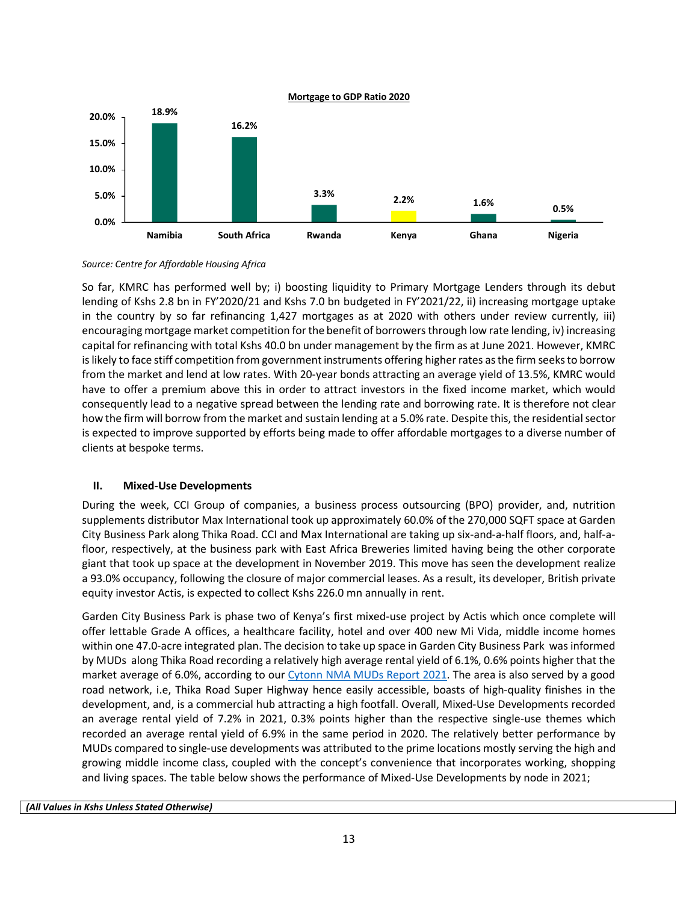**Mortgage to GDP Ratio 2020**

| Country | Mortgage to GDP Ratio |
|---|---|
| Namibia | 18.9% |
| South Africa | 16.2% |
| Rwanda | 3.3% |
| Kenya | 2.2% |
| Ghana | 1.6% |
| Nigeria | 0.5% |

*Source: Centre for Affordable Housing Africa*

So far, KMRC has performed well by; i) boosting liquidity to Primary Mortgage Lenders through its debut lending of Kshs 2.8 bn in FY'2020/21 and Kshs 7.0 bn budgeted in FY'2021/22, ii) increasing mortgage uptake in the country by so far refinancing 1,427 mortgages as at 2020 with others under review currently, iii) encouraging mortgage market competition for the benefit of borrowers through low rate lending, iv) increasing capital for refinancing with total Kshs 40.0 bn under management by the firm as at June 2021. However, KMRC is likely to face stiff competition from government instruments offering higher rates as the firm seeks to borrow from the market and lend at low rates. With 20-year bonds attracting an average yield of 13.5%, KMRC would have to offer a premium above this in order to attract investors in the fixed income market, which would consequently lead to a negative spread between the lending rate and borrowing rate. It is therefore not clear how the firm will borrow from the market and sustain lending at a 5.0% rate. Despite this, the residential sector is expected to improve supported by efforts being made to offer affordable mortgages to a diverse number of clients at bespoke terms.

### II. Mixed-Use Developments

During the week, CCI Group of companies, a business process outsourcing (BPO) provider, and, nutrition supplements distributor Max International took up approximately 60.0% of the 270,000 SQFT space at Garden City Business Park along Thika Road. CCI and Max International are taking up six-and-a-half floors, and, half-a-floor, respectively, at the business park with East Africa Breweries limited having being the other corporate giant that took up space at the development in November 2019. This move has seen the development realize a 93.0% occupancy, following the closure of major commercial leases. As a result, its developer, British private equity investor Actis, is expected to collect Kshs 226.0 mn annually in rent.

Garden City Business Park is phase two of Kenya's first mixed-use project by Actis which once complete will offer lettable Grade A offices, a healthcare facility, hotel and over 400 new Mi Vida, middle income homes within one 47.0-acre integrated plan. The decision to take up space in Garden City Business Park was informed by MUDs along Thika Road recording a relatively high average rental yield of 6.1%, 0.6% points higher that the market average of 6.0%, according to our Cytonn NMA MUDs Report 2021. The area is also served by a good road network, i.e, Thika Road Super Highway hence easily accessible, boasts of high-quality finishes in the development, and, is a commercial hub attracting a high footfall. Overall, Mixed-Use Developments recorded an average rental yield of 7.2% in 2021, 0.3% points higher than the respective single-use themes which recorded an average rental yield of 6.9% in the same period in 2020. The relatively better performance by MUDs compared to single-use developments was attributed to the prime locations mostly serving the high and growing middle income class, coupled with the concept's convenience that incorporates working, shopping and living spaces. The table below shows the performance of Mixed-Use Developments by node in 2021;

***(All Values in Kshs Unless Stated Otherwise)***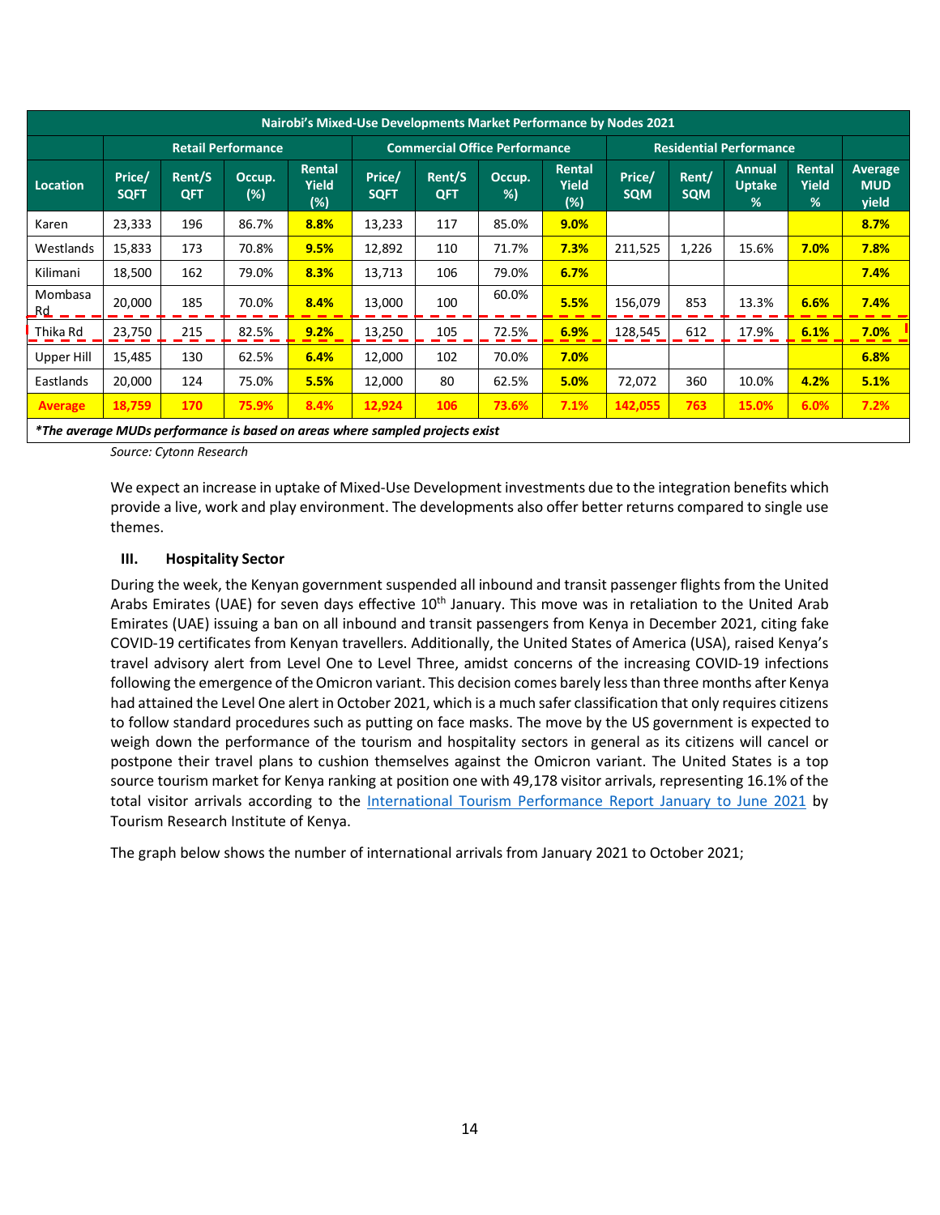| Nairobi's Mixed-Use Developments Market Performance by Nodes 2021 | | | | | | | | | | | | | |
|---|---|---|---|---|---|---|---|---|---|---|---|---|---|
| | Retail Performance | | | | Commercial Office Performance | | | | Residential Performance | | | | |
| Location | Price/ SQFT | Rent/SQFT | Occup. (%) | Rental Yield (%) | Price/ SQFT | Rent/SQFT | Occup. %) | Rental Yield (%) | Price/ SQM | Rent/ SQM | Annual Uptake % | Rental Yield % | Average MUD yield |
| Karen | 23,333 | 196 | 86.7% | **8.8%** | 13,233 | 117 | 85.0% | **9.0%** | | | | | **8.7%** |
| Westlands | 15,833 | 173 | 70.8% | **9.5%** | 12,892 | 110 | 71.7% | **7.3%** | 211,525 | 1,226 | 15.6% | **7.0%** | **7.8%** |
| Kilimani | 18,500 | 162 | 79.0% | **8.3%** | 13,713 | 106 | 79.0% | **6.7%** | | | | | **7.4%** |
| Mombasa Rd | 20,000 | 185 | 70.0% | **8.4%** | 13,000 | 100 | 60.0% | **5.5%** | 156,079 | 853 | 13.3% | **6.6%** | **7.4%** |
| Thika Rd | 23,750 | 215 | 82.5% | **9.2%** | 13,250 | 105 | 72.5% | **6.9%** | 128,545 | 612 | 17.9% | **6.1%** | **7.0%** |
| Upper Hill | 15,485 | 130 | 62.5% | **6.4%** | 12,000 | 102 | 70.0% | **7.0%** | | | | | **6.8%** |
| Eastlands | 20,000 | 124 | 75.0% | **5.5%** | 12,000 | 80 | 62.5% | **5.0%** | 72,072 | 360 | 10.0% | **4.2%** | **5.1%** |
| **Average** | **18,759** | **170** | **75.9%** | **8.4%** | **12,924** | **106** | **73.6%** | **7.1%** | **142,055** | **763** | **15.0%** | **6.0%** | **7.2%** |

***The average MUDs performance is based on areas where sampled projects exist***

*Source: Cytonn Research*

We expect an increase in uptake of Mixed-Use Development investments due to the integration benefits which provide a live, work and play environment. The developments also offer better returns compared to single use themes.

### III. Hospitality Sector

During the week, the Kenyan government suspended all inbound and transit passenger flights from the United Arabs Emirates (UAE) for seven days effective 10th January. This move was in retaliation to the United Arab Emirates (UAE) issuing a ban on all inbound and transit passengers from Kenya in December 2021, citing fake COVID-19 certificates from Kenyan travellers. Additionally, the United States of America (USA), raised Kenya's travel advisory alert from Level One to Level Three, amidst concerns of the increasing COVID-19 infections following the emergence of the Omicron variant. This decision comes barely less than three months after Kenya had attained the Level One alert in October 2021, which is a much safer classification that only requires citizens to follow standard procedures such as putting on face masks. The move by the US government is expected to weigh down the performance of the tourism and hospitality sectors in general as its citizens will cancel or postpone their travel plans to cushion themselves against the Omicron variant. The United States is a top source tourism market for Kenya ranking at position one with 49,178 visitor arrivals, representing 16.1% of the total visitor arrivals according to the International Tourism Performance Report January to June 2021 by Tourism Research Institute of Kenya.

The graph below shows the number of international arrivals from January 2021 to October 2021;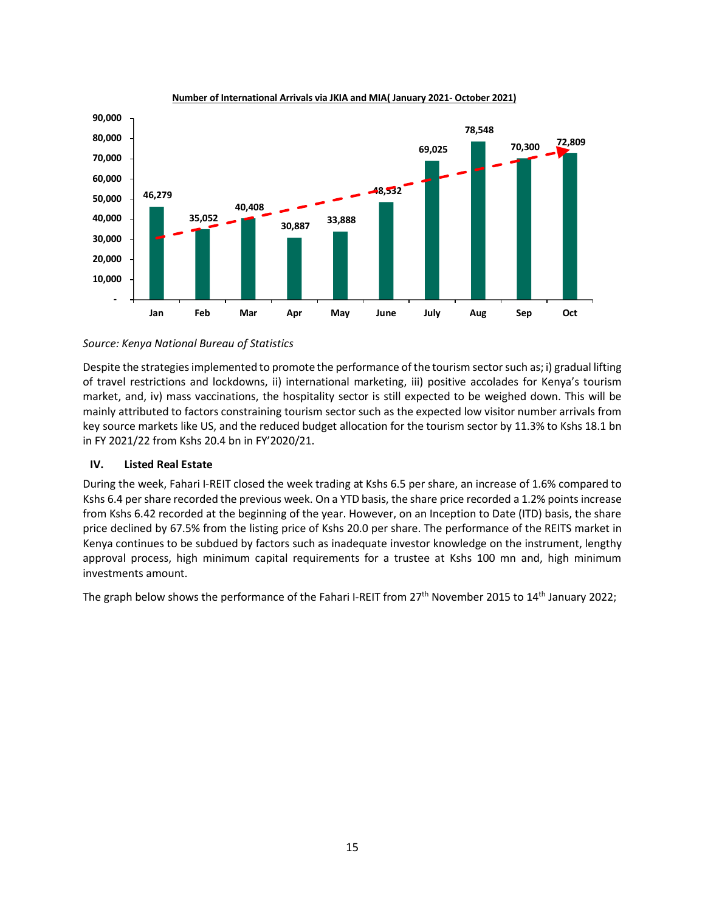**Number of International Arrivals via JKIA and MIA( January 2021- October 2021)**

| Month | Arrivals |
|---|---|
| Jan | 46,279 |
| Feb | 35,052 |
| Mar | 40,408 |
| Apr | 30,887 |
| May | 33,888 |
| June | 48,532 |
| July | 69,025 |
| Aug | 78,548 |
| Sep | 70,300 |
| Oct | 72,809 |

*Source: Kenya National Bureau of Statistics*

Despite the strategies implemented to promote the performance of the tourism sector such as; i) gradual lifting of travel restrictions and lockdowns, ii) international marketing, iii) positive accolades for Kenya's tourism market, and, iv) mass vaccinations, the hospitality sector is still expected to be weighed down. This will be mainly attributed to factors constraining tourism sector such as the expected low visitor number arrivals from key source markets like US, and the reduced budget allocation for the tourism sector by 11.3% to Kshs 18.1 bn in FY 2021/22 from Kshs 20.4 bn in FY'2020/21.

### IV. Listed Real Estate

During the week, Fahari I-REIT closed the week trading at Kshs 6.5 per share, an increase of 1.6% compared to Kshs 6.4 per share recorded the previous week. On a YTD basis, the share price recorded a 1.2% points increase from Kshs 6.42 recorded at the beginning of the year. However, on an Inception to Date (ITD) basis, the share price declined by 67.5% from the listing price of Kshs 20.0 per share. The performance of the REITS market in Kenya continues to be subdued by factors such as inadequate investor knowledge on the instrument, lengthy approval process, high minimum capital requirements for a trustee at Kshs 100 mn and, high minimum investments amount.

The graph below shows the performance of the Fahari I-REIT from 27th November 2015 to 14th January 2022;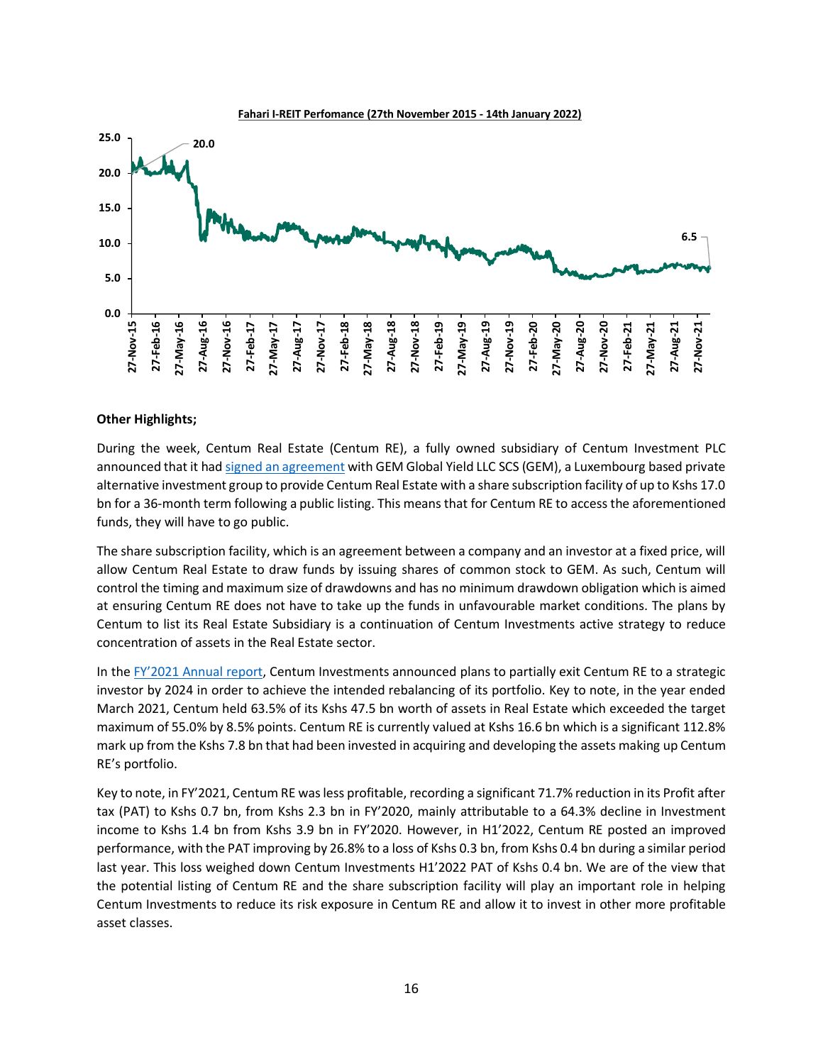**Fahari I-REIT Perfomance (27th November 2015 - 14th January 2022)**

**Other Highlights;**

During the week, Centum Real Estate (Centum RE), a fully owned subsidiary of Centum Investment PLC announced that it had signed an agreement with GEM Global Yield LLC SCS (GEM), a Luxembourg based private alternative investment group to provide Centum Real Estate with a share subscription facility of up to Kshs 17.0 bn for a 36-month term following a public listing. This means that for Centum RE to access the aforementioned funds, they will have to go public.

The share subscription facility, which is an agreement between a company and an investor at a fixed price, will allow Centum Real Estate to draw funds by issuing shares of common stock to GEM. As such, Centum will control the timing and maximum size of drawdowns and has no minimum drawdown obligation which is aimed at ensuring Centum RE does not have to take up the funds in unfavourable market conditions. The plans by Centum to list its Real Estate Subsidiary is a continuation of Centum Investments active strategy to reduce concentration of assets in the Real Estate sector.

In the FY'2021 Annual report, Centum Investments announced plans to partially exit Centum RE to a strategic investor by 2024 in order to achieve the intended rebalancing of its portfolio. Key to note, in the year ended March 2021, Centum held 63.5% of its Kshs 47.5 bn worth of assets in Real Estate which exceeded the target maximum of 55.0% by 8.5% points. Centum RE is currently valued at Kshs 16.6 bn which is a significant 112.8% mark up from the Kshs 7.8 bn that had been invested in acquiring and developing the assets making up Centum RE's portfolio.

Key to note, in FY'2021, Centum RE was less profitable, recording a significant 71.7% reduction in its Profit after tax (PAT) to Kshs 0.7 bn, from Kshs 2.3 bn in FY'2020, mainly attributable to a 64.3% decline in Investment income to Kshs 1.4 bn from Kshs 3.9 bn in FY'2020. However, in H1'2022, Centum RE posted an improved performance, with the PAT improving by 26.8% to a loss of Kshs 0.3 bn, from Kshs 0.4 bn during a similar period last year. This loss weighed down Centum Investments H1'2022 PAT of Kshs 0.4 bn. We are of the view that the potential listing of Centum RE and the share subscription facility will play an important role in helping Centum Investments to reduce its risk exposure in Centum RE and allow it to invest in other more profitable asset classes.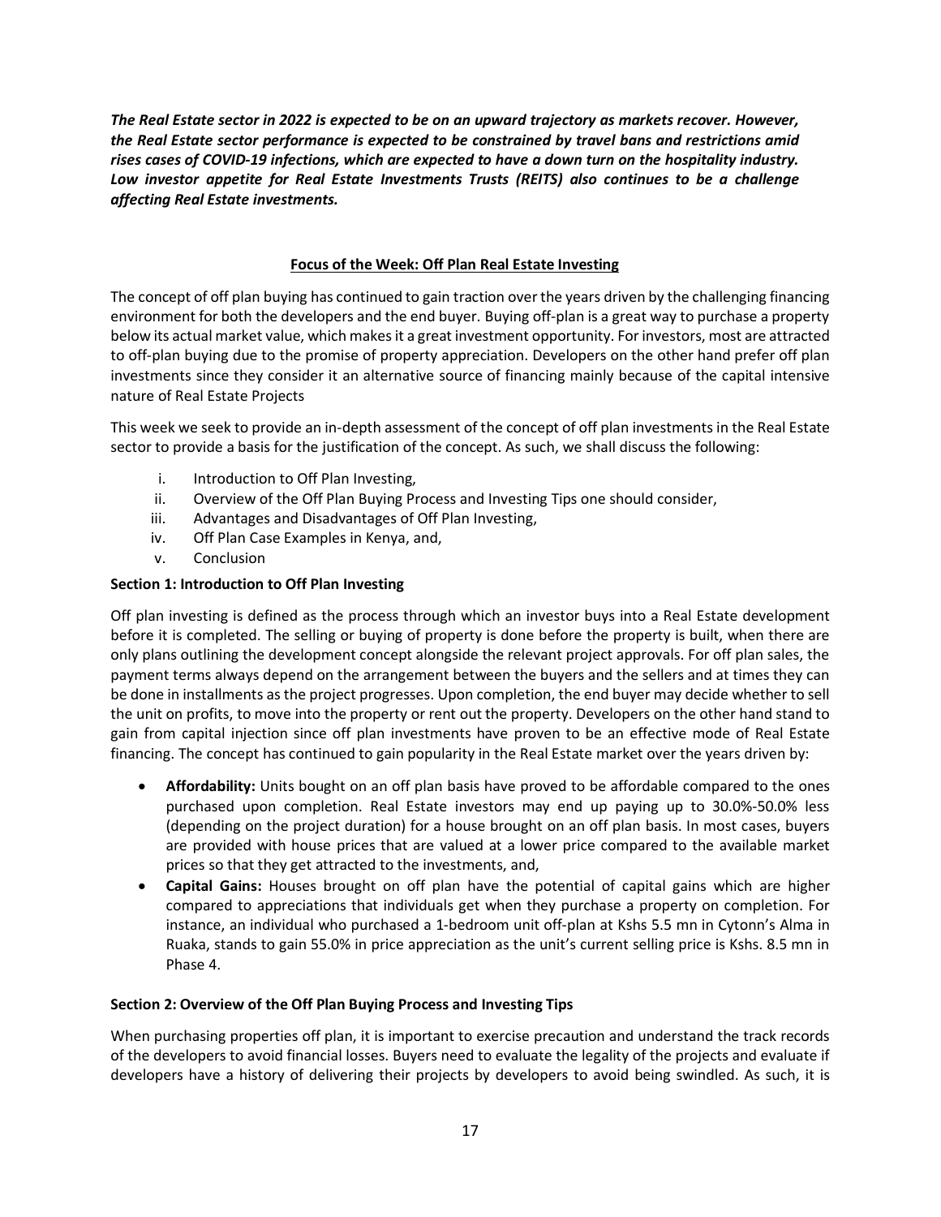***The Real Estate sector in 2022 is expected to be on an upward trajectory as markets recover. However, the Real Estate sector performance is expected to be constrained by travel bans and restrictions amid rises cases of COVID-19 infections, which are expected to have a down turn on the hospitality industry. Low investor appetite for Real Estate Investments Trusts (REITS) also continues to be a challenge affecting Real Estate investments.***

## Focus of the Week: Off Plan Real Estate Investing

The concept of off plan buying has continued to gain traction over the years driven by the challenging financing environment for both the developers and the end buyer. Buying off-plan is a great way to purchase a property below its actual market value, which makes it a great investment opportunity. For investors, most are attracted to off-plan buying due to the promise of property appreciation. Developers on the other hand prefer off plan investments since they consider it an alternative source of financing mainly because of the capital intensive nature of Real Estate Projects

This week we seek to provide an in-depth assessment of the concept of off plan investments in the Real Estate sector to provide a basis for the justification of the concept. As such, we shall discuss the following:

i. Introduction to Off Plan Investing,
ii. Overview of the Off Plan Buying Process and Investing Tips one should consider,
iii. Advantages and Disadvantages of Off Plan Investing,
iv. Off Plan Case Examples in Kenya, and,
v. Conclusion

### Section 1: Introduction to Off Plan Investing

Off plan investing is defined as the process through which an investor buys into a Real Estate development before it is completed. The selling or buying of property is done before the property is built, when there are only plans outlining the development concept alongside the relevant project approvals. For off plan sales, the payment terms always depend on the arrangement between the buyers and the sellers and at times they can be done in installments as the project progresses. Upon completion, the end buyer may decide whether to sell the unit on profits, to move into the property or rent out the property. Developers on the other hand stand to gain from capital injection since off plan investments have proven to be an effective mode of Real Estate financing. The concept has continued to gain popularity in the Real Estate market over the years driven by:

- **Affordability:** Units bought on an off plan basis have proved to be affordable compared to the ones purchased upon completion. Real Estate investors may end up paying up to 30.0%-50.0% less (depending on the project duration) for a house brought on an off plan basis. In most cases, buyers are provided with house prices that are valued at a lower price compared to the available market prices so that they get attracted to the investments, and,
- **Capital Gains:** Houses brought on off plan have the potential of capital gains which are higher compared to appreciations that individuals get when they purchase a property on completion. For instance, an individual who purchased a 1-bedroom unit off-plan at Kshs 5.5 mn in Cytonn's Alma in Ruaka, stands to gain 55.0% in price appreciation as the unit's current selling price is Kshs. 8.5 mn in Phase 4.

### Section 2: Overview of the Off Plan Buying Process and Investing Tips

When purchasing properties off plan, it is important to exercise precaution and understand the track records of the developers to avoid financial losses. Buyers need to evaluate the legality of the projects and evaluate if developers have a history of delivering their projects by developers to avoid being swindled. As such, it is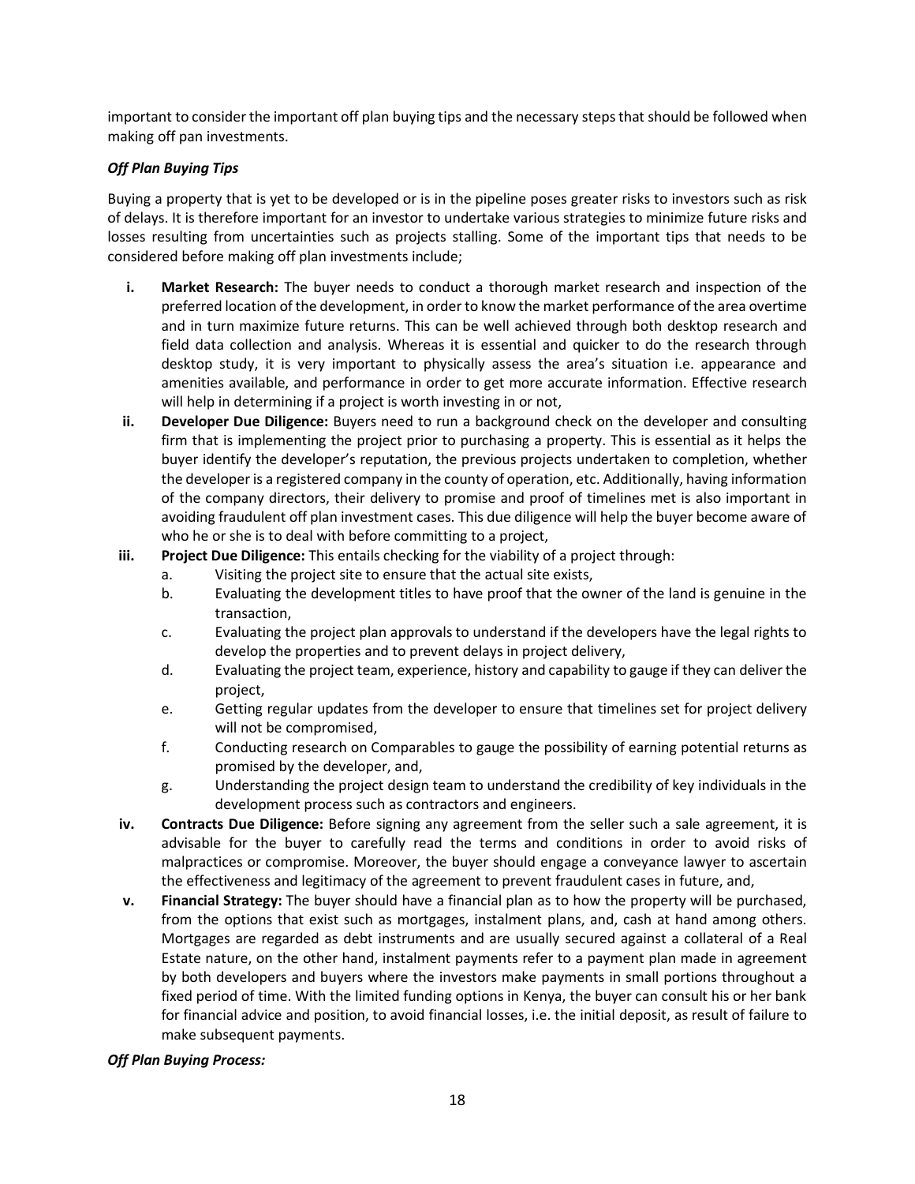important to consider the important off plan buying tips and the necessary steps that should be followed when making off pan investments.

***Off Plan Buying Tips***

Buying a property that is yet to be developed or is in the pipeline poses greater risks to investors such as risk of delays. It is therefore important for an investor to undertake various strategies to minimize future risks and losses resulting from uncertainties such as projects stalling. Some of the important tips that needs to be considered before making off plan investments include;

i. **Market Research:** The buyer needs to conduct a thorough market research and inspection of the preferred location of the development, in order to know the market performance of the area overtime and in turn maximize future returns. This can be well achieved through both desktop research and field data collection and analysis. Whereas it is essential and quicker to do the research through desktop study, it is very important to physically assess the area's situation i.e. appearance and amenities available, and performance in order to get more accurate information. Effective research will help in determining if a project is worth investing in or not,

ii. **Developer Due Diligence:** Buyers need to run a background check on the developer and consulting firm that is implementing the project prior to purchasing a property. This is essential as it helps the buyer identify the developer's reputation, the previous projects undertaken to completion, whether the developer is a registered company in the county of operation, etc. Additionally, having information of the company directors, their delivery to promise and proof of timelines met is also important in avoiding fraudulent off plan investment cases. This due diligence will help the buyer become aware of who he or she is to deal with before committing to a project,

iii. **Project Due Diligence:** This entails checking for the viability of a project through:
   a. Visiting the project site to ensure that the actual site exists,
   b. Evaluating the development titles to have proof that the owner of the land is genuine in the transaction,
   c. Evaluating the project plan approvals to understand if the developers have the legal rights to develop the properties and to prevent delays in project delivery,
   d. Evaluating the project team, experience, history and capability to gauge if they can deliver the project,
   e. Getting regular updates from the developer to ensure that timelines set for project delivery will not be compromised,
   f. Conducting research on Comparables to gauge the possibility of earning potential returns as promised by the developer, and,
   g. Understanding the project design team to understand the credibility of key individuals in the development process such as contractors and engineers.

iv. **Contracts Due Diligence:** Before signing any agreement from the seller such a sale agreement, it is advisable for the buyer to carefully read the terms and conditions in order to avoid risks of malpractices or compromise. Moreover, the buyer should engage a conveyance lawyer to ascertain the effectiveness and legitimacy of the agreement to prevent fraudulent cases in future, and,

v. **Financial Strategy:** The buyer should have a financial plan as to how the property will be purchased, from the options that exist such as mortgages, instalment plans, and, cash at hand among others. Mortgages are regarded as debt instruments and are usually secured against a collateral of a Real Estate nature, on the other hand, instalment payments refer to a payment plan made in agreement by both developers and buyers where the investors make payments in small portions throughout a fixed period of time. With the limited funding options in Kenya, the buyer can consult his or her bank for financial advice and position, to avoid financial losses, i.e. the initial deposit, as result of failure to make subsequent payments.

***Off Plan Buying Process:***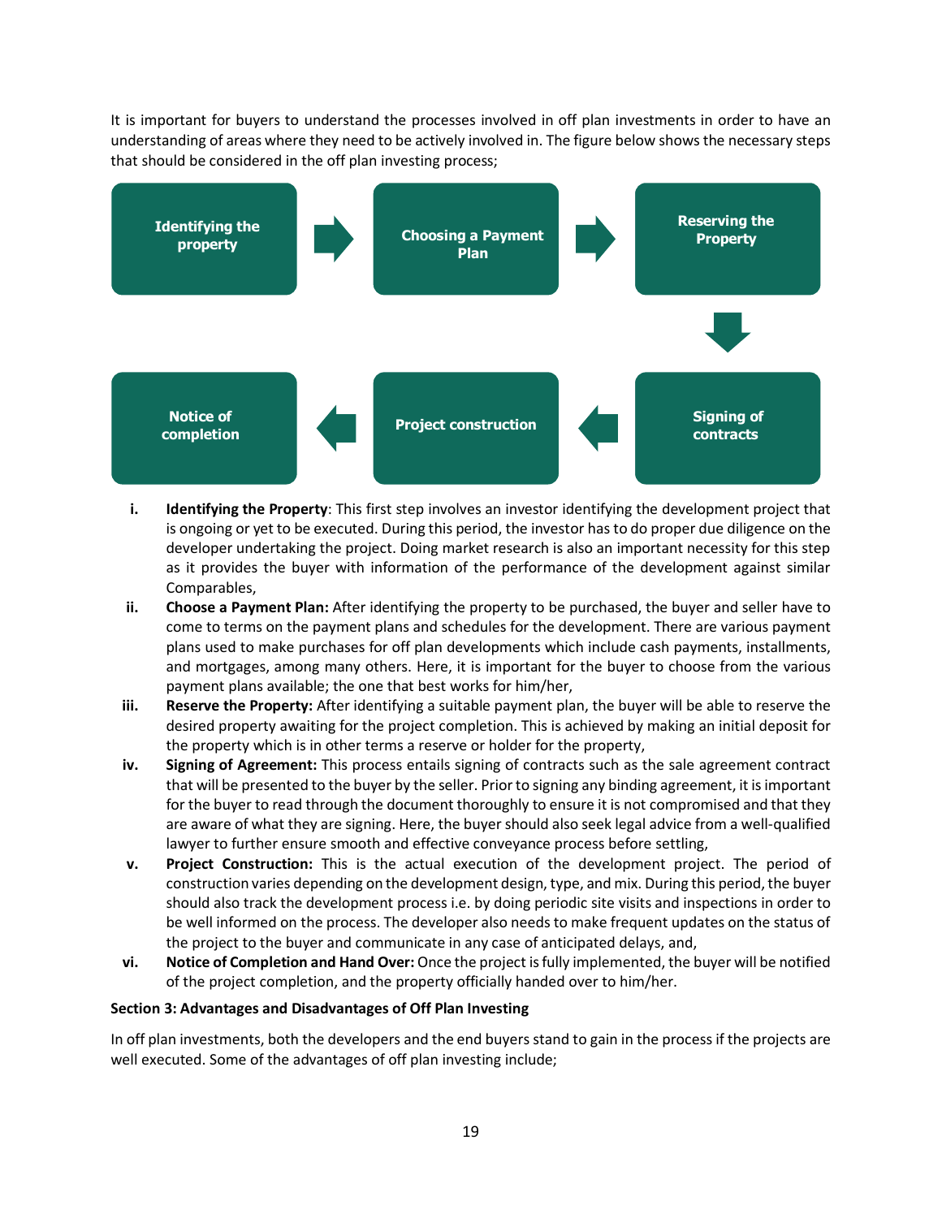It is important for buyers to understand the processes involved in off plan investments in order to have an understanding of areas where they need to be actively involved in. The figure below shows the necessary steps that should be considered in the off plan investing process;

Identifying the property → Choosing a Payment Plan → Reserving the Property → Signing of contracts → Project construction → Notice of completion

i. **Identifying the Property**: This first step involves an investor identifying the development project that is ongoing or yet to be executed. During this period, the investor has to do proper due diligence on the developer undertaking the project. Doing market research is also an important necessity for this step as it provides the buyer with information of the performance of the development against similar Comparables,

ii. **Choose a Payment Plan:** After identifying the property to be purchased, the buyer and seller have to come to terms on the payment plans and schedules for the development. There are various payment plans used to make purchases for off plan developments which include cash payments, installments, and mortgages, among many others. Here, it is important for the buyer to choose from the various payment plans available; the one that best works for him/her,

iii. **Reserve the Property:** After identifying a suitable payment plan, the buyer will be able to reserve the desired property awaiting for the project completion. This is achieved by making an initial deposit for the property which is in other terms a reserve or holder for the property,

iv. **Signing of Agreement:** This process entails signing of contracts such as the sale agreement contract that will be presented to the buyer by the seller. Prior to signing any binding agreement, it is important for the buyer to read through the document thoroughly to ensure it is not compromised and that they are aware of what they are signing. Here, the buyer should also seek legal advice from a well-qualified lawyer to further ensure smooth and effective conveyance process before settling,

v. **Project Construction:** This is the actual execution of the development project. The period of construction varies depending on the development design, type, and mix. During this period, the buyer should also track the development process i.e. by doing periodic site visits and inspections in order to be well informed on the process. The developer also needs to make frequent updates on the status of the project to the buyer and communicate in any case of anticipated delays, and,

vi. **Notice of Completion and Hand Over:** Once the project is fully implemented, the buyer will be notified of the project completion, and the property officially handed over to him/her.

**Section 3: Advantages and Disadvantages of Off Plan Investing**

In off plan investments, both the developers and the end buyers stand to gain in the process if the projects are well executed. Some of the advantages of off plan investing include;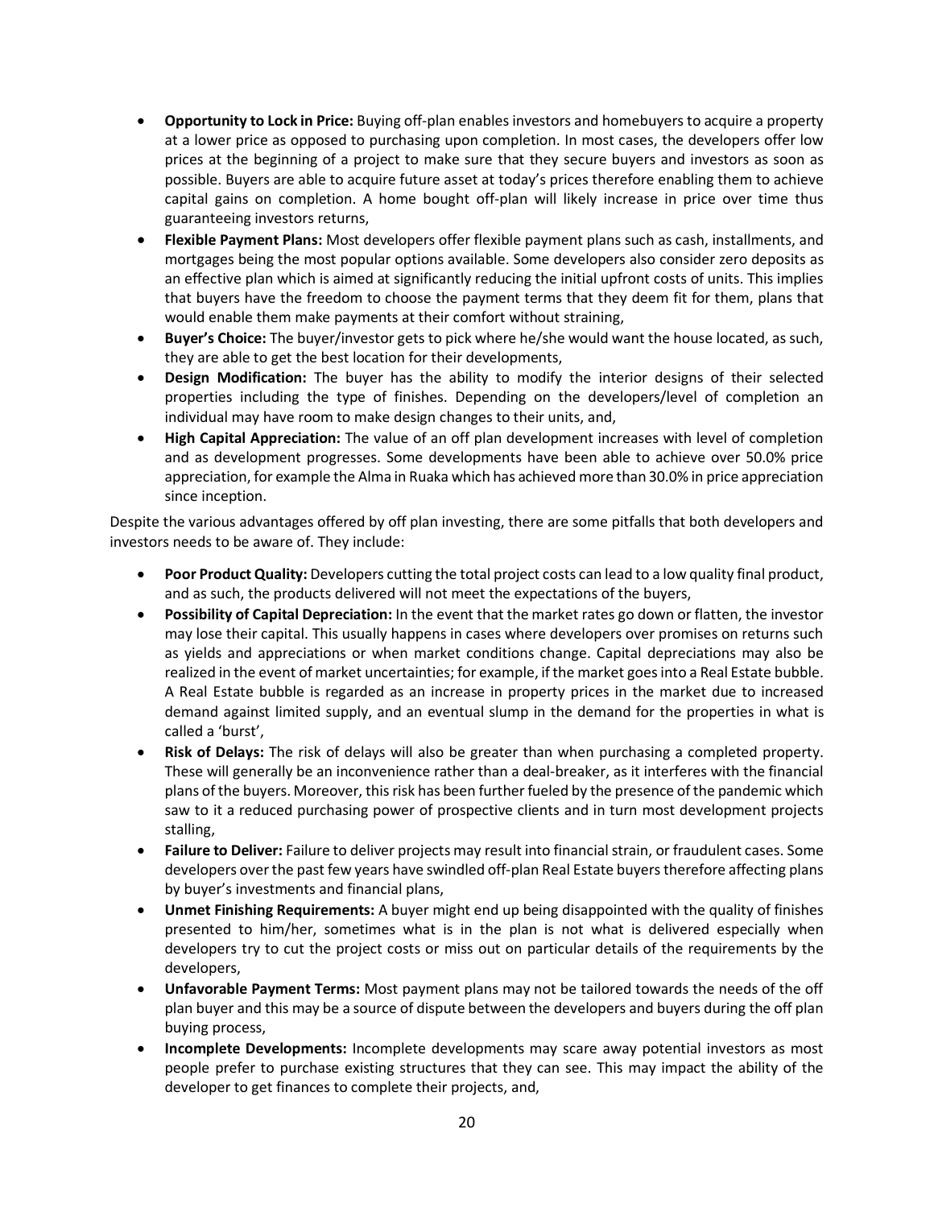- **Opportunity to Lock in Price:** Buying off-plan enables investors and homebuyers to acquire a property at a lower price as opposed to purchasing upon completion. In most cases, the developers offer low prices at the beginning of a project to make sure that they secure buyers and investors as soon as possible. Buyers are able to acquire future asset at today's prices therefore enabling them to achieve capital gains on completion. A home bought off-plan will likely increase in price over time thus guaranteeing investors returns,
- **Flexible Payment Plans:** Most developers offer flexible payment plans such as cash, installments, and mortgages being the most popular options available. Some developers also consider zero deposits as an effective plan which is aimed at significantly reducing the initial upfront costs of units. This implies that buyers have the freedom to choose the payment terms that they deem fit for them, plans that would enable them make payments at their comfort without straining,
- **Buyer's Choice:** The buyer/investor gets to pick where he/she would want the house located, as such, they are able to get the best location for their developments,
- **Design Modification:** The buyer has the ability to modify the interior designs of their selected properties including the type of finishes. Depending on the developers/level of completion an individual may have room to make design changes to their units, and,
- **High Capital Appreciation:** The value of an off plan development increases with level of completion and as development progresses. Some developments have been able to achieve over 50.0% price appreciation, for example the Alma in Ruaka which has achieved more than 30.0% in price appreciation since inception.

Despite the various advantages offered by off plan investing, there are some pitfalls that both developers and investors needs to be aware of. They include:

- **Poor Product Quality:** Developers cutting the total project costs can lead to a low quality final product, and as such, the products delivered will not meet the expectations of the buyers,
- **Possibility of Capital Depreciation:** In the event that the market rates go down or flatten, the investor may lose their capital. This usually happens in cases where developers over promises on returns such as yields and appreciations or when market conditions change. Capital depreciations may also be realized in the event of market uncertainties; for example, if the market goes into a Real Estate bubble. A Real Estate bubble is regarded as an increase in property prices in the market due to increased demand against limited supply, and an eventual slump in the demand for the properties in what is called a 'burst',
- **Risk of Delays:** The risk of delays will also be greater than when purchasing a completed property. These will generally be an inconvenience rather than a deal-breaker, as it interferes with the financial plans of the buyers. Moreover, this risk has been further fueled by the presence of the pandemic which saw to it a reduced purchasing power of prospective clients and in turn most development projects stalling,
- **Failure to Deliver:** Failure to deliver projects may result into financial strain, or fraudulent cases. Some developers over the past few years have swindled off-plan Real Estate buyers therefore affecting plans by buyer's investments and financial plans,
- **Unmet Finishing Requirements:** A buyer might end up being disappointed with the quality of finishes presented to him/her, sometimes what is in the plan is not what is delivered especially when developers try to cut the project costs or miss out on particular details of the requirements by the developers,
- **Unfavorable Payment Terms:** Most payment plans may not be tailored towards the needs of the off plan buyer and this may be a source of dispute between the developers and buyers during the off plan buying process,
- **Incomplete Developments:** Incomplete developments may scare away potential investors as most people prefer to purchase existing structures that they can see. This may impact the ability of the developer to get finances to complete their projects, and,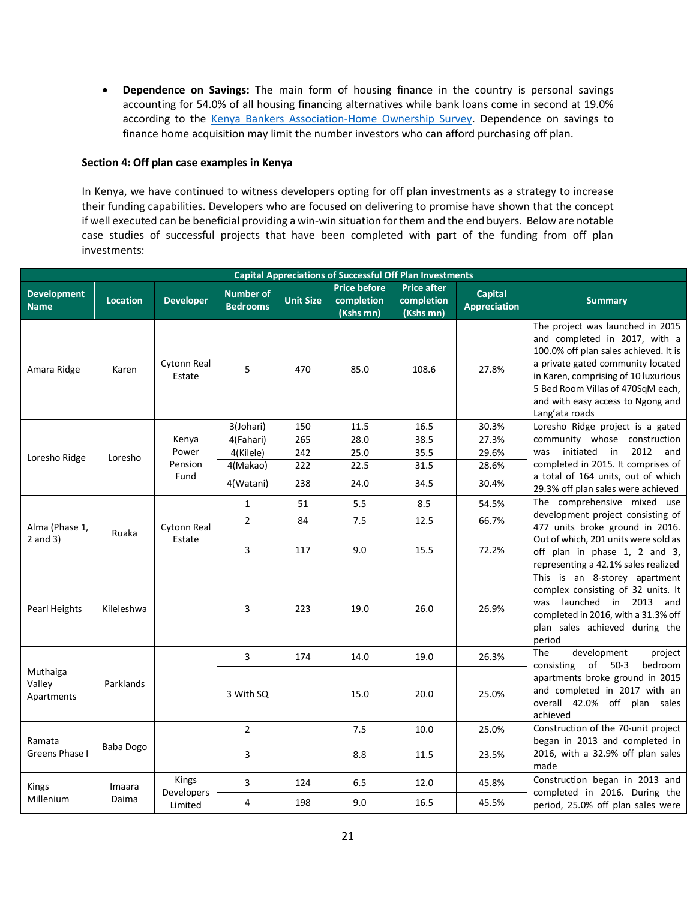- **Dependence on Savings:** The main form of housing finance in the country is personal savings accounting for 54.0% of all housing financing alternatives while bank loans come in second at 19.0% according to the Kenya Bankers Association-Home Ownership Survey. Dependence on savings to finance home acquisition may limit the number investors who can afford purchasing off plan.

**Section 4: Off plan case examples in Kenya**

In Kenya, we have continued to witness developers opting for off plan investments as a strategy to increase their funding capabilities. Developers who are focused on delivering to promise have shown that the concept if well executed can be beneficial providing a win-win situation for them and the end buyers. Below are notable case studies of successful projects that have been completed with part of the funding from off plan investments:

**Capital Appreciations of Successful Off Plan Investments**

| Development Name | Location | Developer | Number of Bedrooms | Unit Size | Price before completion (Kshs mn) | Price after completion (Kshs mn) | Capital Appreciation | Summary |
|---|---|---|---|---|---|---|---|---|
| Amara Ridge | Karen | Cytonn Real Estate | 5 | 470 | 85.0 | 108.6 | 27.8% | The project was launched in 2015 and completed in 2017, with a 100.0% off plan sales achieved. It is a private gated community located in Karen, comprising of 10 luxurious 5 Bed Room Villas of 470SqM each, and with easy access to Ngong and Lang'ata roads |
| Loresho Ridge | Loresho | Kenya Power Pension Fund | 3(Johari) | 150 | 11.5 | 16.5 | 30.3% | Loresho Ridge project is a gated community whose construction was initiated in 2012 and completed in 2015. It comprises of a total of 164 units, out of which 29.3% off plan sales were achieved |
| | | | 4(Fahari) | 265 | 28.0 | 38.5 | 27.3% | |
| | | | 4(Kilele) | 242 | 25.0 | 35.5 | 29.6% | |
| | | | 4(Makao) | 222 | 22.5 | 31.5 | 28.6% | |
| | | | 4(Watani) | 238 | 24.0 | 34.5 | 30.4% | |
| Alma (Phase 1, 2 and 3) | Ruaka | Cytonn Real Estate | 1 | 51 | 5.5 | 8.5 | 54.5% | The comprehensive mixed use development project consisting of 477 units broke ground in 2016. Out of which, 201 units were sold as off plan in phase 1, 2 and 3, representing a 42.1% sales realized |
| | | | 2 | 84 | 7.5 | 12.5 | 66.7% | |
| | | | 3 | 117 | 9.0 | 15.5 | 72.2% | |
| Pearl Heights | Kileleshwa | | 3 | 223 | 19.0 | 26.0 | 26.9% | This is an 8-storey apartment complex consisting of 32 units. It was launched in 2013 and completed in 2016, with a 31.3% off plan sales achieved during the period |
| Muthaiga Valley Apartments | Parklands | | 3 | 174 | 14.0 | 19.0 | 26.3% | The development project consisting of 50-3 bedroom apartments broke ground in 2015 and completed in 2017 with an overall 42.0% off plan sales achieved |
| | | | 3 With SQ | | 15.0 | 20.0 | 25.0% | |
| Ramata Greens Phase I | Baba Dogo | | 2 | | 7.5 | 10.0 | 25.0% | Construction of the 70-unit project began in 2013 and completed in 2016, with a 32.9% off plan sales made |
| | | | 3 | | 8.8 | 11.5 | 23.5% | |
| Kings Millenium | Imaara Daima | Kings Developers Limited | 3 | 124 | 6.5 | 12.0 | 45.8% | Construction began in 2013 and completed in 2016. During the period, 25.0% off plan sales were |
| | | | 4 | 198 | 9.0 | 16.5 | 45.5% | |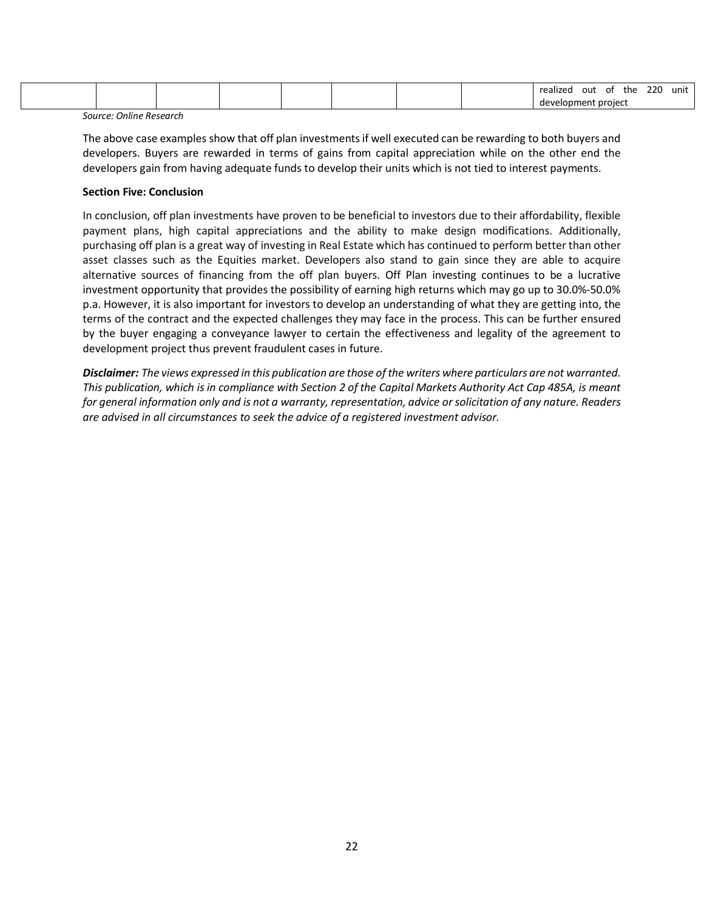| | | | | | | | | |
|---|---|---|---|---|---|---|---|---|
| | | | | | | | | realized out of the 220 unit development project |

*Source: Online Research*

The above case examples show that off plan investments if well executed can be rewarding to both buyers and developers. Buyers are rewarded in terms of gains from capital appreciation while on the other end the developers gain from having adequate funds to develop their units which is not tied to interest payments.

**Section Five: Conclusion**

In conclusion, off plan investments have proven to be beneficial to investors due to their affordability, flexible payment plans, high capital appreciations and the ability to make design modifications. Additionally, purchasing off plan is a great way of investing in Real Estate which has continued to perform better than other asset classes such as the Equities market. Developers also stand to gain since they are able to acquire alternative sources of financing from the off plan buyers. Off Plan investing continues to be a lucrative investment opportunity that provides the possibility of earning high returns which may go up to 30.0%-50.0% p.a. However, it is also important for investors to develop an understanding of what they are getting into, the terms of the contract and the expected challenges they may face in the process. This can be further ensured by the buyer engaging a conveyance lawyer to certain the effectiveness and legality of the agreement to development project thus prevent fraudulent cases in future.

***Disclaimer:*** *The views expressed in this publication are those of the writers where particulars are not warranted. This publication, which is in compliance with Section 2 of the Capital Markets Authority Act Cap 485A, is meant for general information only and is not a warranty, representation, advice or solicitation of any nature. Readers are advised in all circumstances to seek the advice of a registered investment advisor.*